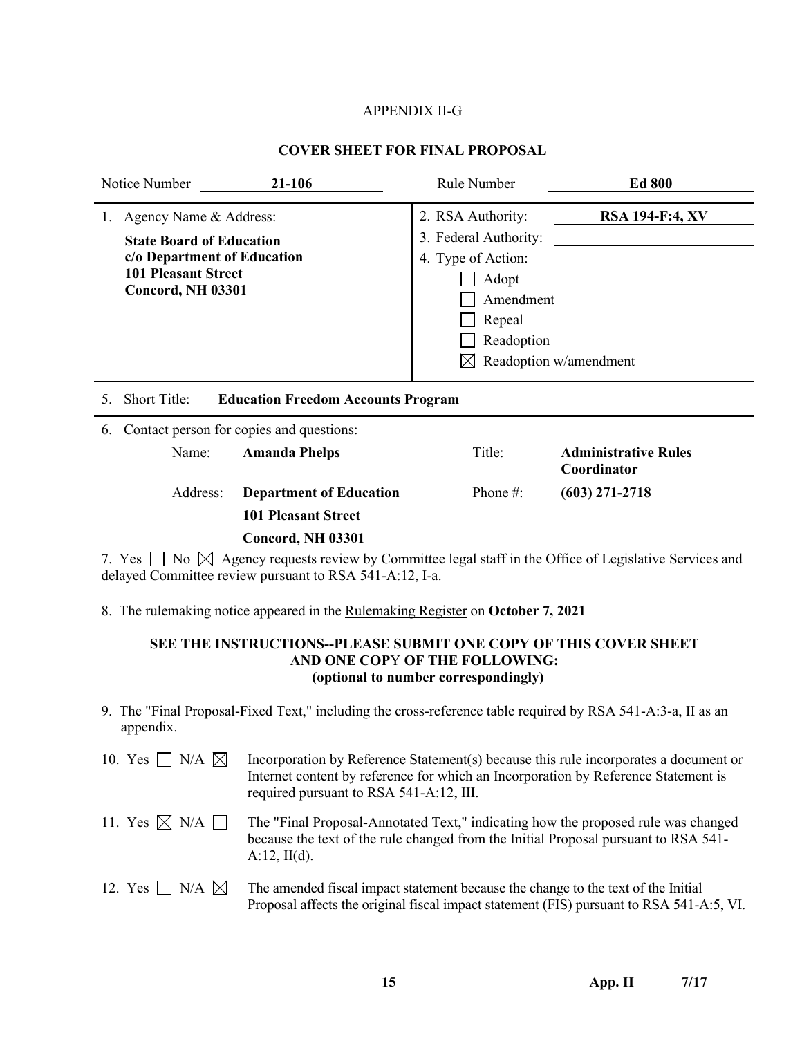APPENDIX II-G

## COVER SHEET FOR FINAL PROPOSAL

| Notice Number | **21-106** | Rule Number | **Ed 800** |
|---|---|---|---|

1. Agency Name & Address:

**State Board of Education**
**c/o Department of Education**
**101 Pleasant Street**
**Concord, NH 03301**

2. RSA Authority: **RSA 194-F:4, XV**

3. Federal Authority:

4. Type of Action:
   - ☐ Adopt
   - ☐ Amendment
   - ☐ Repeal
   - ☐ Readoption
   - ☒ Readoption w/amendment

5. Short Title: **Education Freedom Accounts Program**

6. Contact person for copies and questions:

| | | | |
|---|---|---|---|
| Name: | **Amanda Phelps** | Title: | **Administrative Rules Coordinator** |
| Address: | **Department of Education** | Phone #: | **(603) 271-2718** |
| | **101 Pleasant Street** | | |
| | **Concord, NH 03301** | | |

7. Yes ☐ No ☒ Agency requests review by Committee legal staff in the Office of Legislative Services and delayed Committee review pursuant to RSA 541-A:12, I-a.

8. The rulemaking notice appeared in the Rulemaking Register on **October 7, 2021**

**SEE THE INSTRUCTIONS--PLEASE SUBMIT ONE COPY OF THIS COVER SHEET AND ONE COPY OF THE FOLLOWING: (optional to number correspondingly)**

9. The "Final Proposal-Fixed Text," including the cross-reference table required by RSA 541-A:3-a, II as an appendix.

10. Yes ☐ N/A ☒ Incorporation by Reference Statement(s) because this rule incorporates a document or Internet content by reference for which an Incorporation by Reference Statement is required pursuant to RSA 541-A:12, III.

11. Yes ☒ N/A ☐ The "Final Proposal-Annotated Text," indicating how the proposed rule was changed because the text of the rule changed from the Initial Proposal pursuant to RSA 541-A:12, II(d).

12. Yes ☐ N/A ☒ The amended fiscal impact statement because the change to the text of the Initial Proposal affects the original fiscal impact statement (FIS) pursuant to RSA 541-A:5, VI.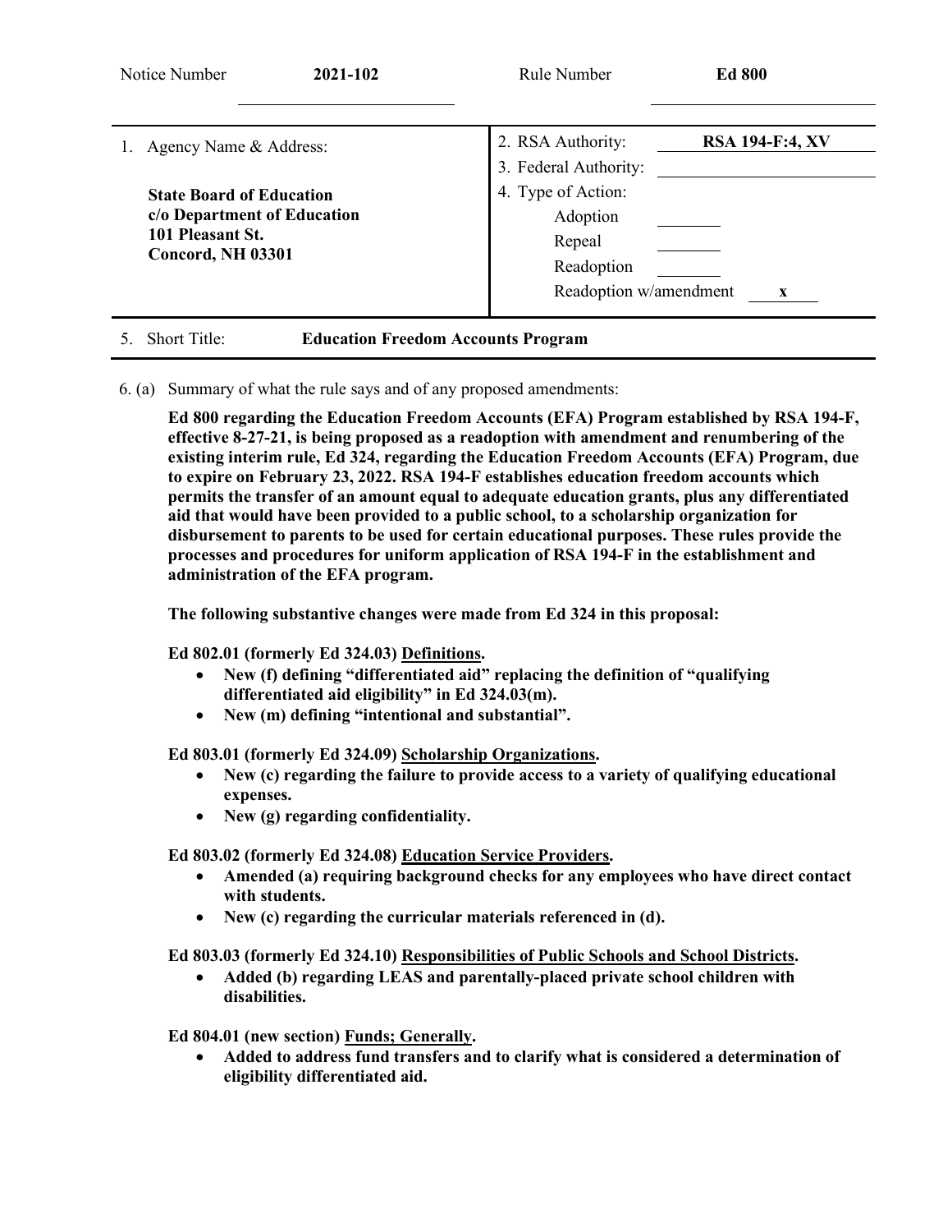| Notice Number | **2021-102** | Rule Number | **Ed 800** |
|---|---|---|---|

| 1. Agency Name & Address: | 2. RSA Authority: | **RSA 194-F:4, XV** |
|---|---|---|
| | 3. Federal Authority: | |
| **State Board of Education** | 4. Type of Action: | |
| **c/o Department of Education** | Adoption | |
| **101 Pleasant St.** | Repeal | |
| **Concord, NH 03301** | Readoption | |
| | Readoption w/amendment | **x** |

5. Short Title: **Education Freedom Accounts Program**

6. (a) Summary of what the rule says and of any proposed amendments:

**Ed 800 regarding the Education Freedom Accounts (EFA) Program established by RSA 194-F, effective 8-27-21, is being proposed as a readoption with amendment and renumbering of the existing interim rule, Ed 324, regarding the Education Freedom Accounts (EFA) Program, due to expire on February 23, 2022. RSA 194-F establishes education freedom accounts which permits the transfer of an amount equal to adequate education grants, plus any differentiated aid that would have been provided to a public school, to a scholarship organization for disbursement to parents to be used for certain educational purposes. These rules provide the processes and procedures for uniform application of RSA 194-F in the establishment and administration of the EFA program.**

**The following substantive changes were made from Ed 324 in this proposal:**

**Ed 802.01 (formerly Ed 324.03) <u>Definitions</u>.**

- **New (f) defining "differentiated aid" replacing the definition of "qualifying differentiated aid eligibility" in Ed 324.03(m).**
- **New (m) defining "intentional and substantial".**

**Ed 803.01 (formerly Ed 324.09) <u>Scholarship Organizations</u>.**

- **New (c) regarding the failure to provide access to a variety of qualifying educational expenses.**
- **New (g) regarding confidentiality.**

**Ed 803.02 (formerly Ed 324.08) <u>Education Service Providers</u>.**

- **Amended (a) requiring background checks for any employees who have direct contact with students.**
- **New (c) regarding the curricular materials referenced in (d).**

**Ed 803.03 (formerly Ed 324.10) <u>Responsibilities of Public Schools and School Districts</u>.**

- **Added (b) regarding LEAS and parentally-placed private school children with disabilities.**

**Ed 804.01 (new section) <u>Funds; Generally</u>.**

- **Added to address fund transfers and to clarify what is considered a determination of eligibility differentiated aid.**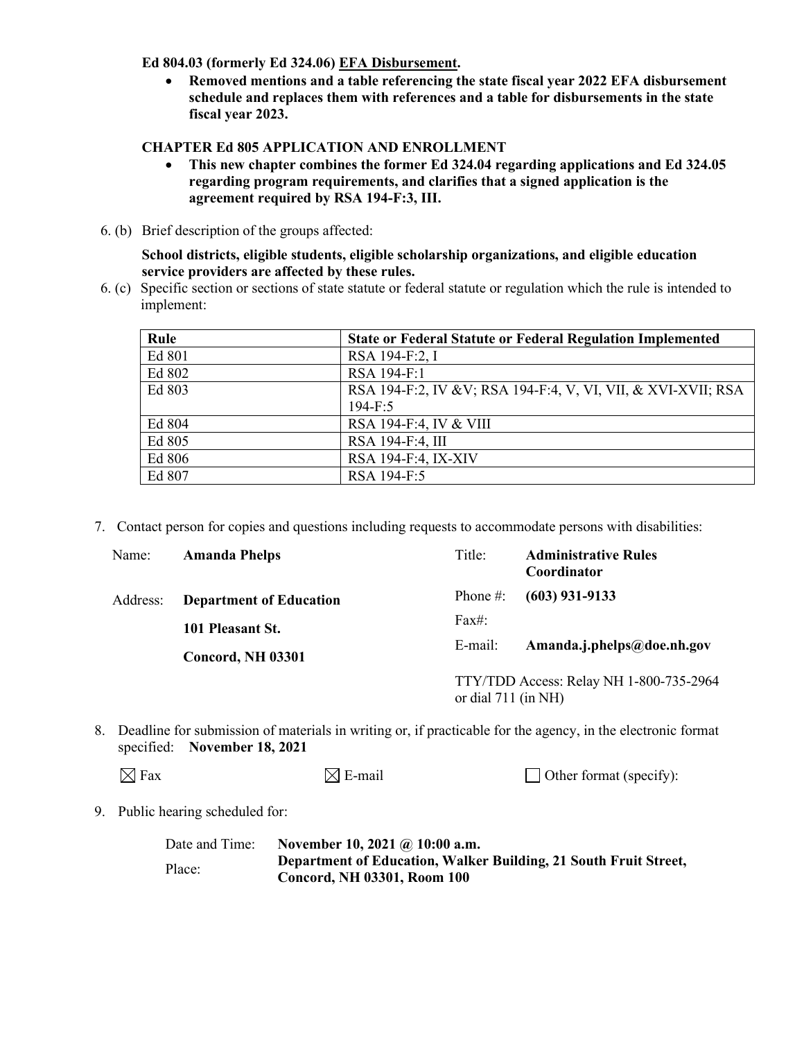**Ed 804.03 (formerly Ed 324.06) EFA Disbursement.**

- **Removed mentions and a table referencing the state fiscal year 2022 EFA disbursement schedule and replaces them with references and a table for disbursements in the state fiscal year 2023.**

**CHAPTER Ed 805 APPLICATION AND ENROLLMENT**

- **This new chapter combines the former Ed 324.04 regarding applications and Ed 324.05 regarding program requirements, and clarifies that a signed application is the agreement required by RSA 194-F:3, III.**

6. (b) Brief description of the groups affected:

**School districts, eligible students, eligible scholarship organizations, and eligible education service providers are affected by these rules.**

6. (c) Specific section or sections of state statute or federal statute or regulation which the rule is intended to implement:

| Rule | State or Federal Statute or Federal Regulation Implemented |
|---|---|
| Ed 801 | RSA 194-F:2, I |
| Ed 802 | RSA 194-F:1 |
| Ed 803 | RSA 194-F:2, IV &V; RSA 194-F:4, V, VI, VII, & XVI-XVII; RSA 194-F:5 |
| Ed 804 | RSA 194-F:4, IV & VIII |
| Ed 805 | RSA 194-F:4, III |
| Ed 806 | RSA 194-F:4, IX-XIV |
| Ed 807 | RSA 194-F:5 |

7. Contact person for copies and questions including requests to accommodate persons with disabilities:

| | | | |
|---|---|---|---|
| Name: | **Amanda Phelps** | Title: | **Administrative Rules Coordinator** |
| Address: | **Department of Education** | Phone #: | **(603) 931-9133** |
| | **101 Pleasant St.** | Fax#: | |
| | **Concord, NH 03301** | E-mail: | **Amanda.j.phelps@doe.nh.gov** |
| | | TTY/TDD Access: Relay NH 1-800-735-2964 or dial 711 (in NH) | |

8. Deadline for submission of materials in writing or, if practicable for the agency, in the electronic format specified: **November 18, 2021**

☒ Fax ☒ E-mail ☐ Other format (specify):

9. Public hearing scheduled for:

Date and Time: **November 10, 2021 @ 10:00 a.m.**

Place: **Department of Education, Walker Building, 21 South Fruit Street, Concord, NH 03301, Room 100**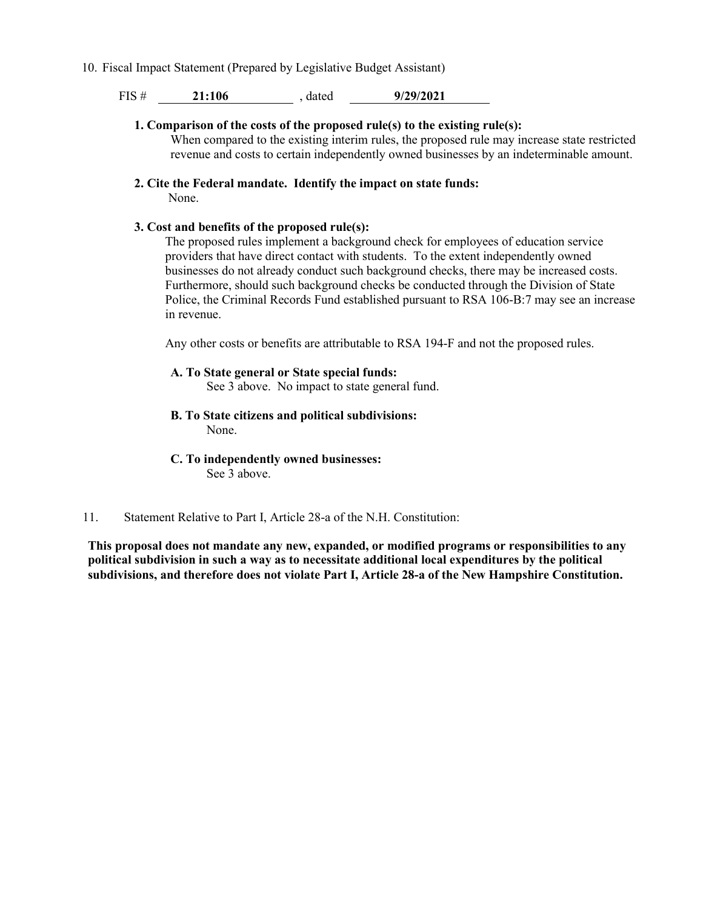10. Fiscal Impact Statement (Prepared by Legislative Budget Assistant)

FIS # **21:106** , dated **9/29/2021**

**1. Comparison of the costs of the proposed rule(s) to the existing rule(s):**

When compared to the existing interim rules, the proposed rule may increase state restricted revenue and costs to certain independently owned businesses by an indeterminable amount.

**2. Cite the Federal mandate. Identify the impact on state funds:**

None.

**3. Cost and benefits of the proposed rule(s):**

The proposed rules implement a background check for employees of education service providers that have direct contact with students. To the extent independently owned businesses do not already conduct such background checks, there may be increased costs. Furthermore, should such background checks be conducted through the Division of State Police, the Criminal Records Fund established pursuant to RSA 106-B:7 may see an increase in revenue.

Any other costs or benefits are attributable to RSA 194-F and not the proposed rules.

**A. To State general or State special funds:**

See 3 above. No impact to state general fund.

**B. To State citizens and political subdivisions:**

None.

**C. To independently owned businesses:**

See 3 above.

11. Statement Relative to Part I, Article 28-a of the N.H. Constitution:

**This proposal does not mandate any new, expanded, or modified programs or responsibilities to any political subdivision in such a way as to necessitate additional local expenditures by the political subdivisions, and therefore does not violate Part I, Article 28-a of the New Hampshire Constitution.**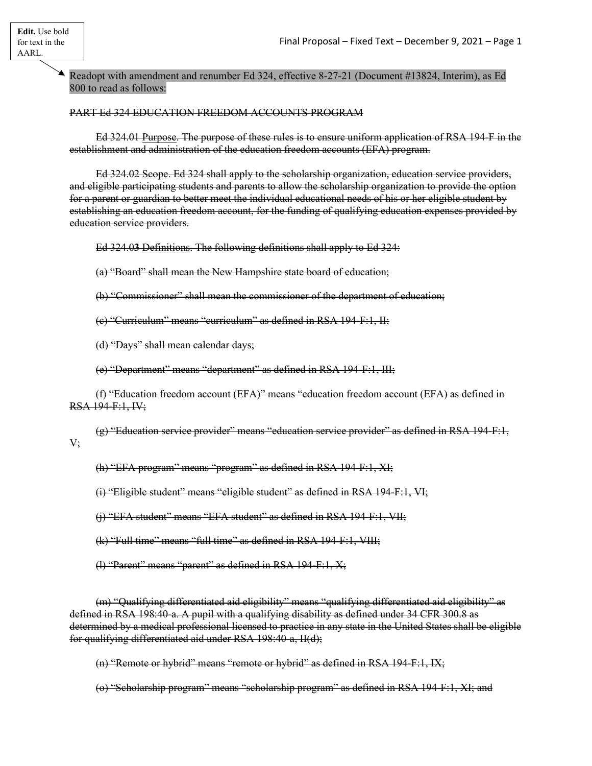Edit. Use bold for text in the AARL.

Readopt with amendment and renumber Ed 324, effective 8-27-21 (Document #13824, Interim), as Ed 800 to read as follows:

~~PART Ed 324 EDUCATION FREEDOM ACCOUNTS PROGRAM~~

~~Ed 324.01 Purpose. The purpose of these rules is to ensure uniform application of RSA 194-F in the establishment and administration of the education freedom accounts (EFA) program.~~

~~Ed 324.02 Scope. Ed 324 shall apply to the scholarship organization, education service providers, and eligible participating students and parents to allow the scholarship organization to provide the option for a parent or guardian to better meet the individual educational needs of his or her eligible student by establishing an education freedom account, for the funding of qualifying education expenses provided by education service providers.~~

~~Ed 324.0**3** Definitions. The following definitions shall apply to Ed 324:~~

~~(a) "Board" shall mean the New Hampshire state board of education;~~

~~(b) "Commissioner" shall mean the commissioner of the department of education;~~

~~(c) "Curriculum" means "curriculum" as defined in RSA 194-F:1, II;~~

~~(d) "Days" shall mean calendar days;~~

~~(e) "Department" means "department" as defined in RSA 194-F:1, III;~~

~~(f) "Education freedom account (EFA)" means "education freedom account (EFA) as defined in RSA 194-F:1, IV;~~

~~(g) "Education service provider" means "education service provider" as defined in RSA 194-F:1, V;~~

~~(h) "EFA program" means "program" as defined in RSA 194-F:1, XI;~~

~~(i) "Eligible student" means "eligible student" as defined in RSA 194-F:1, VI;~~

~~(j) "EFA student" means "EFA student" as defined in RSA 194-F:1, VII;~~

~~(k) "Full time" means "full time" as defined in RSA 194-F:1, VIII;~~

~~(l) "Parent" means "parent" as defined in RSA 194-F:1, X;~~

~~(m) "Qualifying differentiated aid eligibility" means "qualifying differentiated aid eligibility" as defined in RSA 198:40-a. A pupil with a qualifying disability as defined under 34 CFR 300.8 as determined by a medical professional licensed to practice in any state in the United States shall be eligible for qualifying differentiated aid under RSA 198:40-a, II(d);~~

~~(n) "Remote or hybrid" means "remote or hybrid" as defined in RSA 194-F:1, IX;~~

~~(o) "Scholarship program" means "scholarship program" as defined in RSA 194-F:1, XI; and~~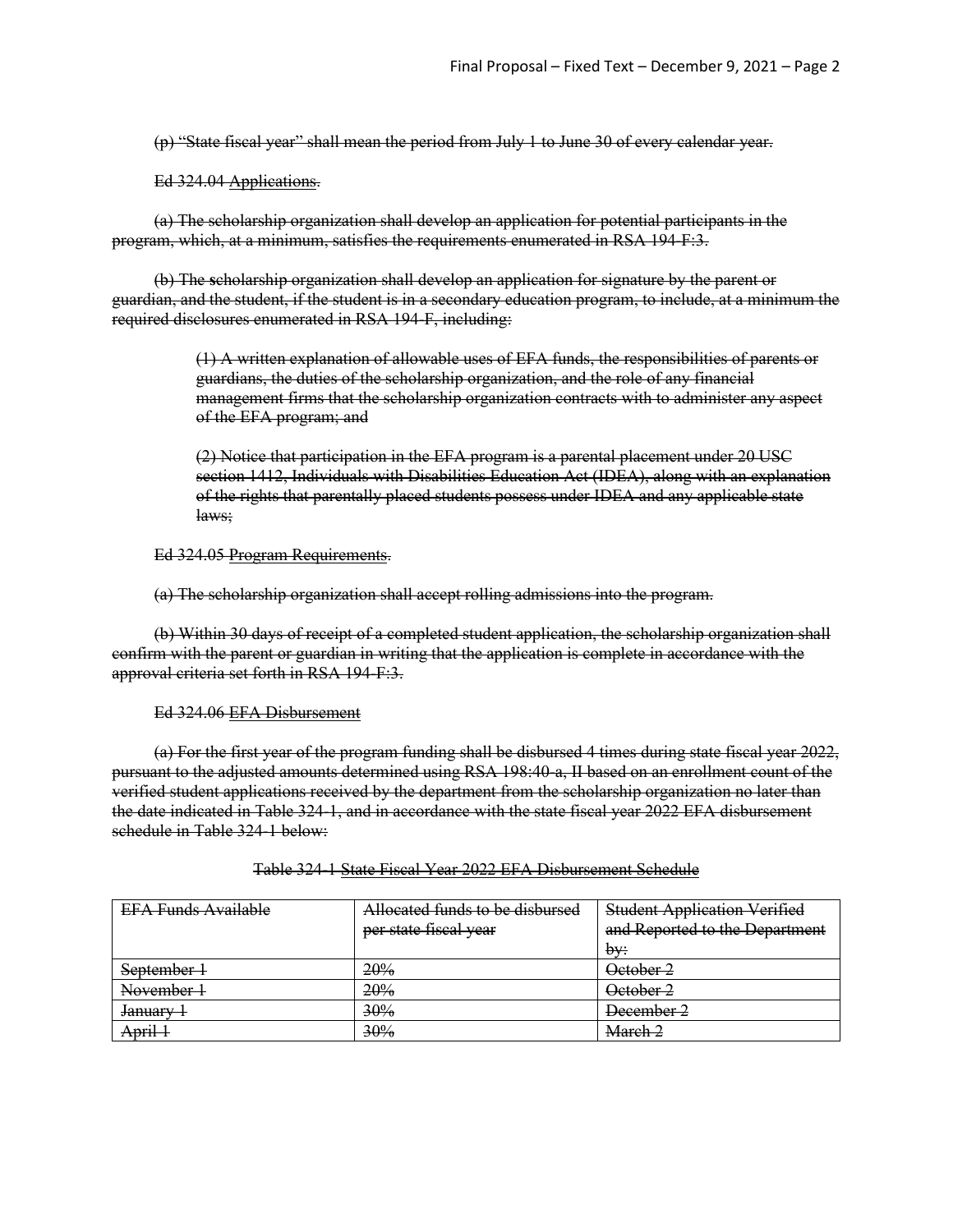~~(p) "State fiscal year" shall mean the period from July 1 to June 30 of every calendar year.~~

~~Ed 324.04 Applications.~~

~~(a) The scholarship organization shall develop an application for potential participants in the program, which, at a minimum, satisfies the requirements enumerated in RSA 194-F:3.~~

~~(b) The scholarship organization shall develop an application for signature by the parent or guardian, and the student, if the student is in a secondary education program, to include, at a minimum the required disclosures enumerated in RSA 194-F, including:~~

> ~~(1) A written explanation of allowable uses of EFA funds, the responsibilities of parents or guardians, the duties of the scholarship organization, and the role of any financial management firms that the scholarship organization contracts with to administer any aspect of the EFA program; and~~
>
> ~~(2) Notice that participation in the EFA program is a parental placement under 20 USC section 1412, Individuals with Disabilities Education Act (IDEA), along with an explanation of the rights that parentally placed students possess under IDEA and any applicable state laws;~~

~~Ed 324.05 Program Requirements.~~

~~(a) The scholarship organization shall accept rolling admissions into the program.~~

~~(b) Within 30 days of receipt of a completed student application, the scholarship organization shall confirm with the parent or guardian in writing that the application is complete in accordance with the approval criteria set forth in RSA 194-F:3.~~

~~Ed 324.06 EFA Disbursement~~

~~(a) For the first year of the program funding shall be disbursed 4 times during state fiscal year 2022, pursuant to the adjusted amounts determined using RSA 198:40-a, II based on an enrollment count of the verified student applications received by the department from the scholarship organization no later than the date indicated in Table 324-1, and in accordance with the state fiscal year 2022 EFA disbursement schedule in Table 324-1 below:~~

~~Table 324-1 State Fiscal Year 2022 EFA Disbursement Schedule~~

| ~~EFA Funds Available~~ | ~~Allocated funds to be disbursed per state fiscal year~~ | ~~Student Application Verified and Reported to the Department by:~~ |
|---|---|---|
| ~~September 1~~ | ~~20%~~ | ~~October 2~~ |
| ~~November 1~~ | ~~20%~~ | ~~October 2~~ |
| ~~January 1~~ | ~~30%~~ | ~~December 2~~ |
| ~~April 1~~ | ~~30%~~ | ~~March 2~~ |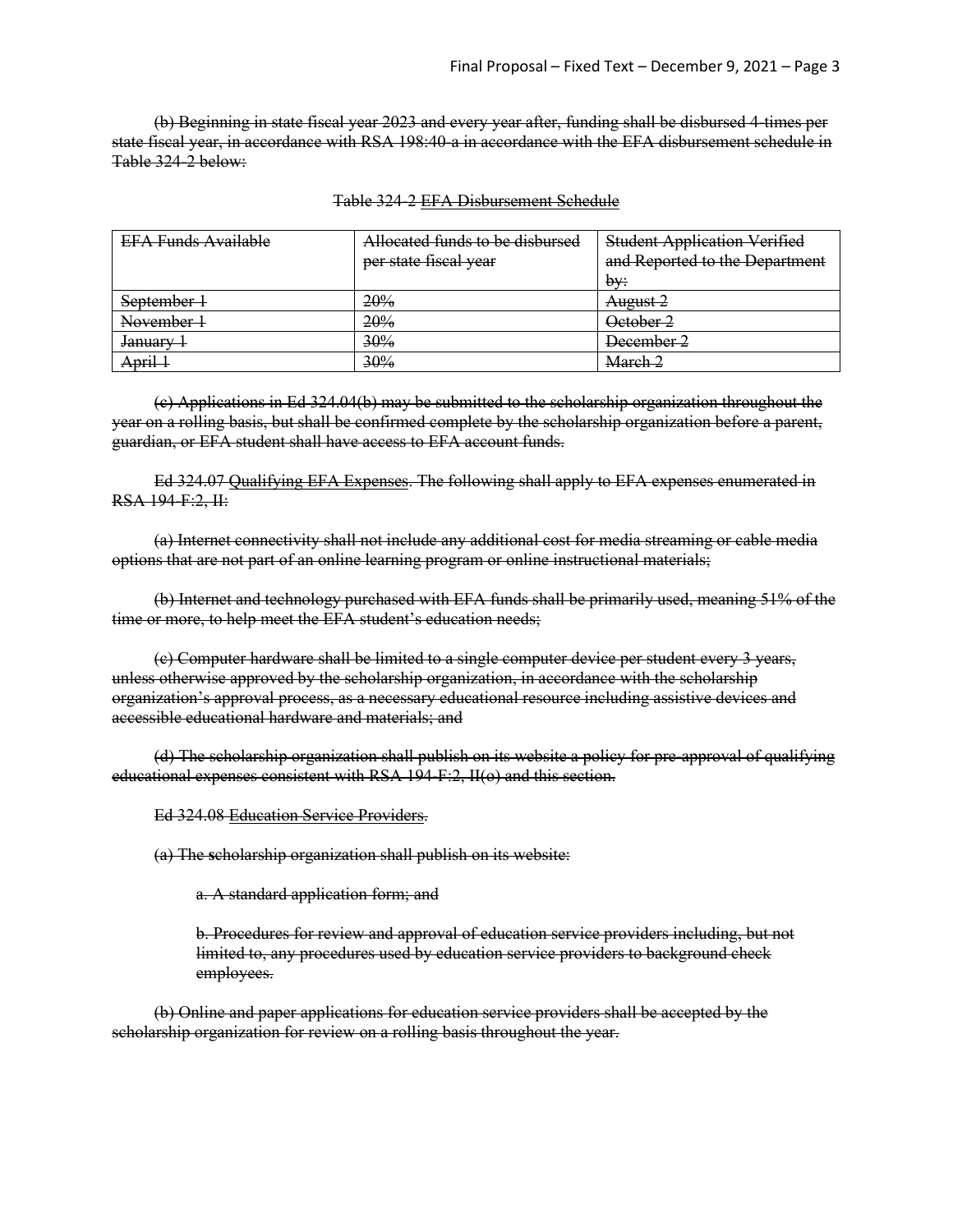~~(b) Beginning in state fiscal year 2023 and every year after, funding shall be disbursed 4 times per state fiscal year, in accordance with RSA 198:40-a in accordance with the EFA disbursement schedule in Table 324-2 below:~~

~~Table 324-2 EFA Disbursement Schedule~~

| ~~EFA Funds Available~~ | ~~Allocated funds to be disbursed per state fiscal year~~ | ~~Student Application Verified and Reported to the Department by:~~ |
| --- | --- | --- |
| ~~September 1~~ | ~~20%~~ | ~~August 2~~ |
| ~~November 1~~ | ~~20%~~ | ~~October 2~~ |
| ~~January 1~~ | ~~30%~~ | ~~December 2~~ |
| ~~April 1~~ | ~~30%~~ | ~~March 2~~ |

~~(c) Applications in Ed 324.04(b) may be submitted to the scholarship organization throughout the year on a rolling basis, but shall be confirmed complete by the scholarship organization before a parent, guardian, or EFA student shall have access to EFA account funds.~~

~~Ed 324.07 Qualifying EFA Expenses. The following shall apply to EFA expenses enumerated in RSA 194-F:2, II:~~

~~(a) Internet connectivity shall not include any additional cost for media streaming or cable media options that are not part of an online learning program or online instructional materials;~~

~~(b) Internet and technology purchased with EFA funds shall be primarily used, meaning 51% of the time or more, to help meet the EFA student's education needs;~~

~~(c) Computer hardware shall be limited to a single computer device per student every 3 years, unless otherwise approved by the scholarship organization, in accordance with the scholarship organization's approval process, as a necessary educational resource including assistive devices and accessible educational hardware and materials; and~~

~~(d) The scholarship organization shall publish on its website a policy for pre-approval of qualifying educational expenses consistent with RSA 194-F:2, II(o) and this section.~~

~~Ed 324.08 Education Service Providers.~~

~~(a) The scholarship organization shall publish on its website:~~

~~a. A standard application form; and~~

~~b. Procedures for review and approval of education service providers including, but not limited to, any procedures used by education service providers to background check employees.~~

~~(b) Online and paper applications for education service providers shall be accepted by the scholarship organization for review on a rolling basis throughout the year.~~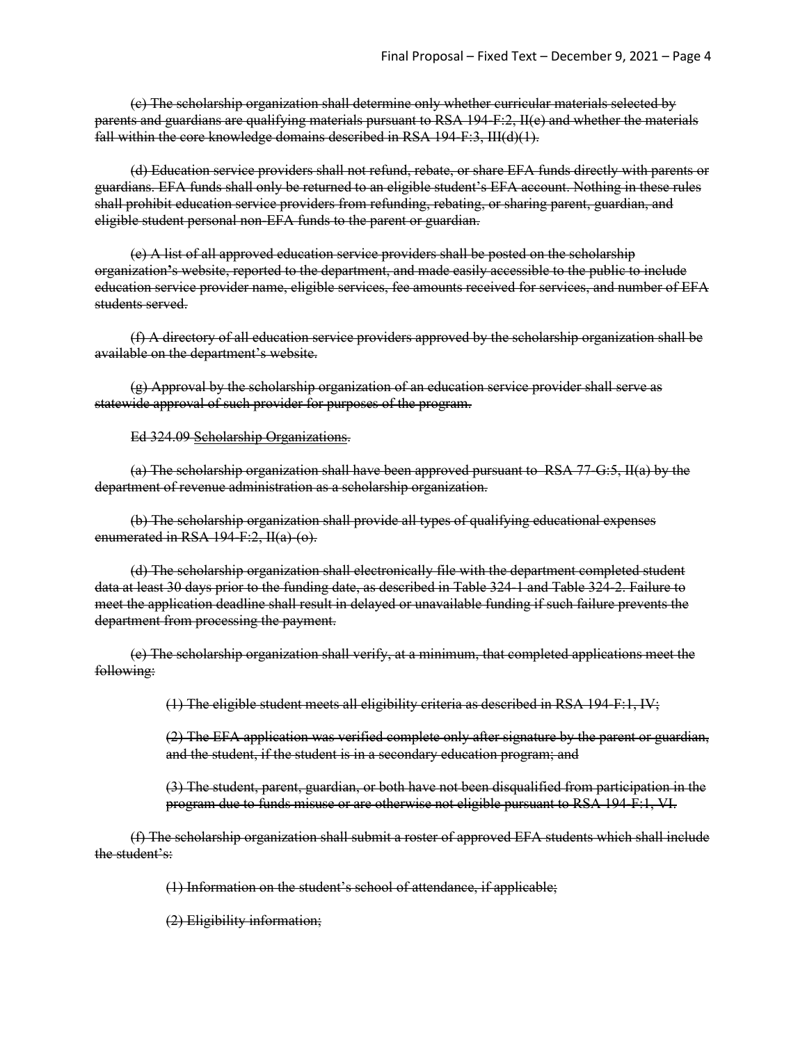~~(c) The scholarship organization shall determine only whether curricular materials selected by parents and guardians are qualifying materials pursuant to RSA 194-F:2, II(e) and whether the materials fall within the core knowledge domains described in RSA 194-F:3, III(d)(1).~~

~~(d) Education service providers shall not refund, rebate, or share EFA funds directly with parents or guardians. EFA funds shall only be returned to an eligible student's EFA account. Nothing in these rules shall prohibit education service providers from refunding, rebating, or sharing parent, guardian, and eligible student personal non-EFA funds to the parent or guardian.~~

~~(e) A list of all approved education service providers shall be posted on the scholarship organization's website, reported to the department, and made easily accessible to the public to include education service provider name, eligible services, fee amounts received for services, and number of EFA students served.~~

~~(f) A directory of all education service providers approved by the scholarship organization shall be available on the department's website.~~

~~(g) Approval by the scholarship organization of an education service provider shall serve as statewide approval of such provider for purposes of the program.~~

~~Ed 324.09 Scholarship Organizations.~~

~~(a) The scholarship organization shall have been approved pursuant to RSA 77-G:5, II(a) by the department of revenue administration as a scholarship organization.~~

~~(b) The scholarship organization shall provide all types of qualifying educational expenses enumerated in RSA 194-F:2, II(a)-(o).~~

~~(d) The scholarship organization shall electronically file with the department completed student data at least 30 days prior to the funding date, as described in Table 324-1 and Table 324-2. Failure to meet the application deadline shall result in delayed or unavailable funding if such failure prevents the department from processing the payment.~~

~~(e) The scholarship organization shall verify, at a minimum, that completed applications meet the following:~~

> ~~(1) The eligible student meets all eligibility criteria as described in RSA 194-F:1, IV;~~
>
> ~~(2) The EFA application was verified complete only after signature by the parent or guardian, and the student, if the student is in a secondary education program; and~~
>
> ~~(3) The student, parent, guardian, or both have not been disqualified from participation in the program due to funds misuse or are otherwise not eligible pursuant to RSA 194-F:1, VI.~~

~~(f) The scholarship organization shall submit a roster of approved EFA students which shall include the student's:~~

> ~~(1) Information on the student's school of attendance, if applicable;~~
>
> ~~(2) Eligibility information;~~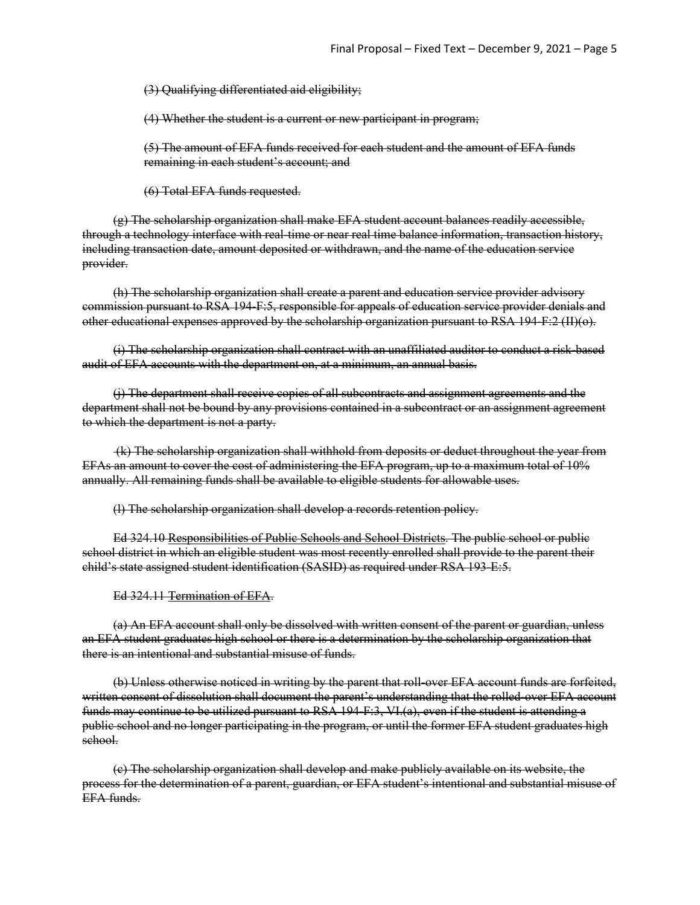~~(3) Qualifying differentiated aid eligibility;~~

~~(4) Whether the student is a current or new participant in program;~~

~~(5) The amount of EFA funds received for each student and the amount of EFA funds remaining in each student's account; and~~

~~(6) Total EFA funds requested.~~

~~(g) The scholarship organization shall make EFA student account balances readily accessible, through a technology interface with real-time or near real time balance information, transaction history, including transaction date, amount deposited or withdrawn, and the name of the education service provider.~~

~~(h) The scholarship organization shall create a parent and education service provider advisory commission pursuant to RSA 194-F:5, responsible for appeals of education service provider denials and other educational expenses approved by the scholarship organization pursuant to RSA 194-F:2 (II)(o).~~

~~(i) The scholarship organization shall contract with an unaffiliated auditor to conduct a risk-based audit of EFA accounts with the department on, at a minimum, an annual basis.~~

~~(j) The department shall receive copies of all subcontracts and assignment agreements and the department shall not be bound by any provisions contained in a subcontract or an assignment agreement to which the department is not a party.~~

~~(k) The scholarship organization shall withhold from deposits or deduct throughout the year from EFAs an amount to cover the cost of administering the EFA program, up to a maximum total of 10% annually. All remaining funds shall be available to eligible students for allowable uses.~~

~~(l) The scholarship organization shall develop a records retention policy.~~

~~Ed 324.10 Responsibilities of Public Schools and School Districts. The public school or public school district in which an eligible student was most recently enrolled shall provide to the parent their child's state assigned student identification (SASID) as required under RSA 193-E:5.~~

~~Ed 324.11 Termination of EFA.~~

~~(a) An EFA account shall only be dissolved with written consent of the parent or guardian, unless an EFA student graduates high school or there is a determination by the scholarship organization that there is an intentional and substantial misuse of funds.~~

~~(b) Unless otherwise noticed in writing by the parent that roll-over EFA account funds are forfeited, written consent of dissolution shall document the parent's understanding that the rolled-over EFA account funds may continue to be utilized pursuant to RSA 194-F:3, VI.(a), even if the student is attending a public school and no longer participating in the program, or until the former EFA student graduates high school.~~

~~(c) The scholarship organization shall develop and make publicly available on its website, the process for the determination of a parent, guardian, or EFA student's intentional and substantial misuse of EFA funds.~~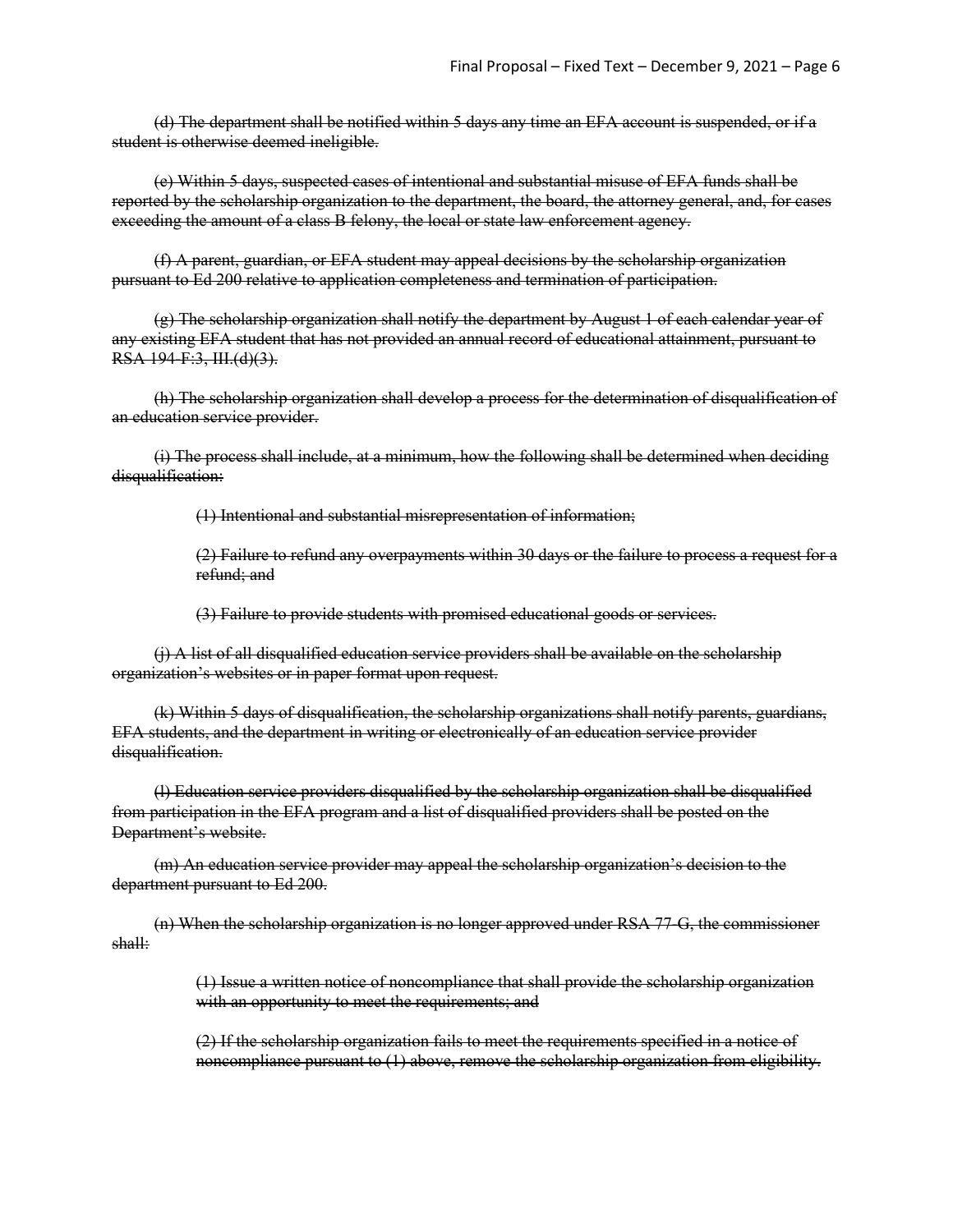~~(d) The department shall be notified within 5 days any time an EFA account is suspended, or if a student is otherwise deemed ineligible.~~

~~(e) Within 5 days, suspected cases of intentional and substantial misuse of EFA funds shall be reported by the scholarship organization to the department, the board, the attorney general, and, for cases exceeding the amount of a class B felony, the local or state law enforcement agency.~~

~~(f) A parent, guardian, or EFA student may appeal decisions by the scholarship organization pursuant to Ed 200 relative to application completeness and termination of participation.~~

~~(g) The scholarship organization shall notify the department by August 1 of each calendar year of any existing EFA student that has not provided an annual record of educational attainment, pursuant to RSA 194-F:3, III.(d)(3).~~

~~(h) The scholarship organization shall develop a process for the determination of disqualification of an education service provider.~~

~~(i) The process shall include, at a minimum, how the following shall be determined when deciding disqualification:~~

> ~~(1) Intentional and substantial misrepresentation of information;~~
>
> ~~(2) Failure to refund any overpayments within 30 days or the failure to process a request for a refund; and~~
>
> ~~(3) Failure to provide students with promised educational goods or services.~~

~~(j) A list of all disqualified education service providers shall be available on the scholarship organization's websites or in paper format upon request.~~

~~(k) Within 5 days of disqualification, the scholarship organizations shall notify parents, guardians, EFA students, and the department in writing or electronically of an education service provider disqualification.~~

~~(l) Education service providers disqualified by the scholarship organization shall be disqualified from participation in the EFA program and a list of disqualified providers shall be posted on the Department's website.~~

~~(m) An education service provider may appeal the scholarship organization's decision to the department pursuant to Ed 200.~~

~~(n) When the scholarship organization is no longer approved under RSA 77-G, the commissioner shall:~~

> ~~(1) Issue a written notice of noncompliance that shall provide the scholarship organization with an opportunity to meet the requirements; and~~
>
> ~~(2) If the scholarship organization fails to meet the requirements specified in a notice of noncompliance pursuant to (1) above, remove the scholarship organization from eligibility.~~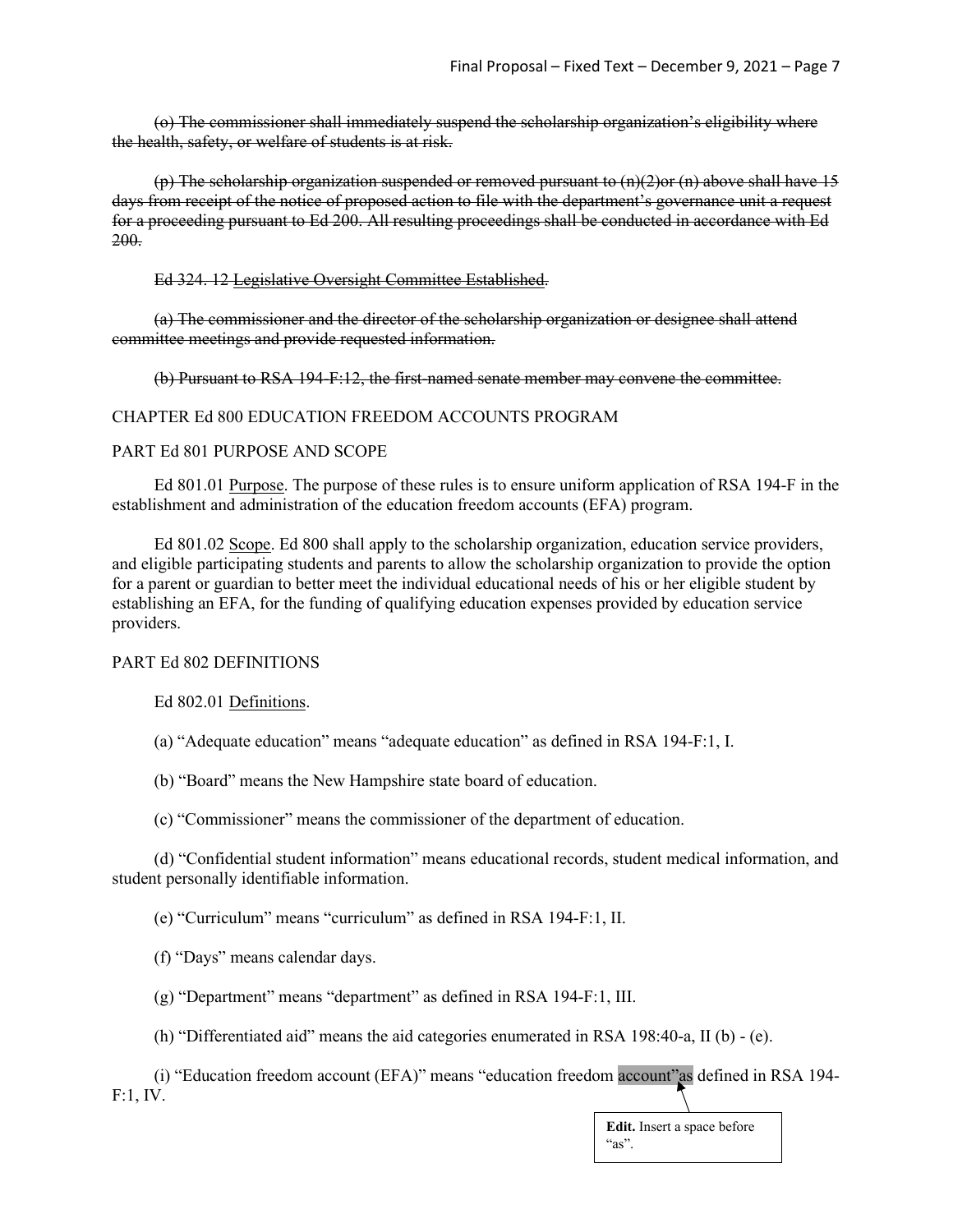~~(o) The commissioner shall immediately suspend the scholarship organization's eligibility where the health, safety, or welfare of students is at risk.~~

~~(p) The scholarship organization suspended or removed pursuant to (n)(2)or (n) above shall have 15 days from receipt of the notice of proposed action to file with the department's governance unit a request for a proceeding pursuant to Ed 200. All resulting proceedings shall be conducted in accordance with Ed 200.~~

~~Ed 324. 12 Legislative Oversight Committee Established.~~

~~(a) The commissioner and the director of the scholarship organization or designee shall attend committee meetings and provide requested information.~~

~~(b) Pursuant to RSA 194-F:12, the first-named senate member may convene the committee.~~

CHAPTER Ed 800 EDUCATION FREEDOM ACCOUNTS PROGRAM

PART Ed 801 PURPOSE AND SCOPE

Ed 801.01 Purpose. The purpose of these rules is to ensure uniform application of RSA 194-F in the establishment and administration of the education freedom accounts (EFA) program.

Ed 801.02 Scope. Ed 800 shall apply to the scholarship organization, education service providers, and eligible participating students and parents to allow the scholarship organization to provide the option for a parent or guardian to better meet the individual educational needs of his or her eligible student by establishing an EFA, for the funding of qualifying education expenses provided by education service providers.

PART Ed 802 DEFINITIONS

Ed 802.01 Definitions.

(a) "Adequate education" means "adequate education" as defined in RSA 194-F:1, I.

(b) "Board" means the New Hampshire state board of education.

(c) "Commissioner" means the commissioner of the department of education.

(d) "Confidential student information" means educational records, student medical information, and student personally identifiable information.

(e) "Curriculum" means "curriculum" as defined in RSA 194-F:1, II.

(f) "Days" means calendar days.

(g) "Department" means "department" as defined in RSA 194-F:1, III.

(h) "Differentiated aid" means the aid categories enumerated in RSA 198:40-a, II (b) - (e).

(i) "Education freedom account (EFA)" means "education freedom account"as defined in RSA 194-F:1, IV.

**Edit.** Insert a space before "as".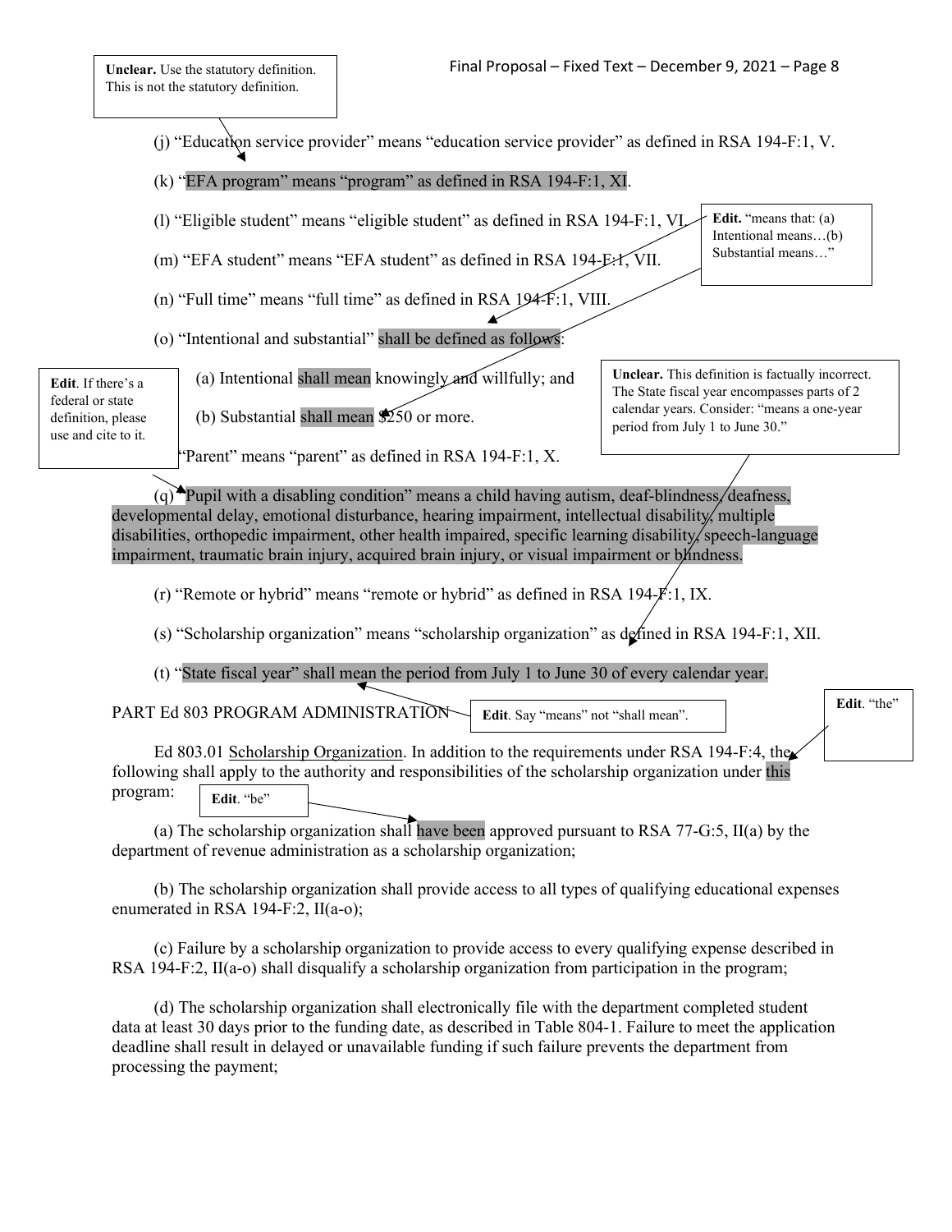> **Unclear.** Use the statutory definition. This is not the statutory definition.

(j) "Education service provider" means "education service provider" as defined in RSA 194-F:1, V.

(k) "EFA program" means "program" as defined in RSA 194-F:1, XI.

(l) "Eligible student" means "eligible student" as defined in RSA 194-F:1, VI.

> **Edit.** "means that: (a) Intentional means…(b) Substantial means…"

(m) "EFA student" means "EFA student" as defined in RSA 194-F:1, VII.

(n) "Full time" means "full time" as defined in RSA 194-F:1, VIII.

(o) "Intentional and substantial" shall be defined as follows:

(a) Intentional shall mean knowingly and willfully; and

(b) Substantial shall mean $250 or more.

> **Unclear.** This definition is factually incorrect. The State fiscal year encompasses parts of 2 calendar years. Consider: "means a one-year period from July 1 to June 30."

> **Edit**. If there's a federal or state definition, please use and cite to it.

(p) "Parent" means "parent" as defined in RSA 194-F:1, X.

(q) "Pupil with a disabling condition" means a child having autism, deaf-blindness, deafness, developmental delay, emotional disturbance, hearing impairment, intellectual disability, multiple disabilities, orthopedic impairment, other health impaired, specific learning disability, speech-language impairment, traumatic brain injury, acquired brain injury, or visual impairment or blindness.

(r) "Remote or hybrid" means "remote or hybrid" as defined in RSA 194-F:1, IX.

(s) "Scholarship organization" means "scholarship organization" as defined in RSA 194-F:1, XII.

(t) "State fiscal year" shall mean the period from July 1 to June 30 of every calendar year.

## PART Ed 803 PROGRAM ADMINISTRATION

> **Edit**. Say "means" not "shall mean".

> **Edit**. "the"

Ed 803.01 Scholarship Organization. In addition to the requirements under RSA 194-F:4, the following shall apply to the authority and responsibilities of the scholarship organization under this program:

> **Edit**. "be"

(a) The scholarship organization shall have been approved pursuant to RSA 77-G:5, II(a) by the department of revenue administration as a scholarship organization;

(b) The scholarship organization shall provide access to all types of qualifying educational expenses enumerated in RSA 194-F:2, II(a-o);

(c) Failure by a scholarship organization to provide access to every qualifying expense described in RSA 194-F:2, II(a-o) shall disqualify a scholarship organization from participation in the program;

(d) The scholarship organization shall electronically file with the department completed student data at least 30 days prior to the funding date, as described in Table 804-1. Failure to meet the application deadline shall result in delayed or unavailable funding if such failure prevents the department from processing the payment;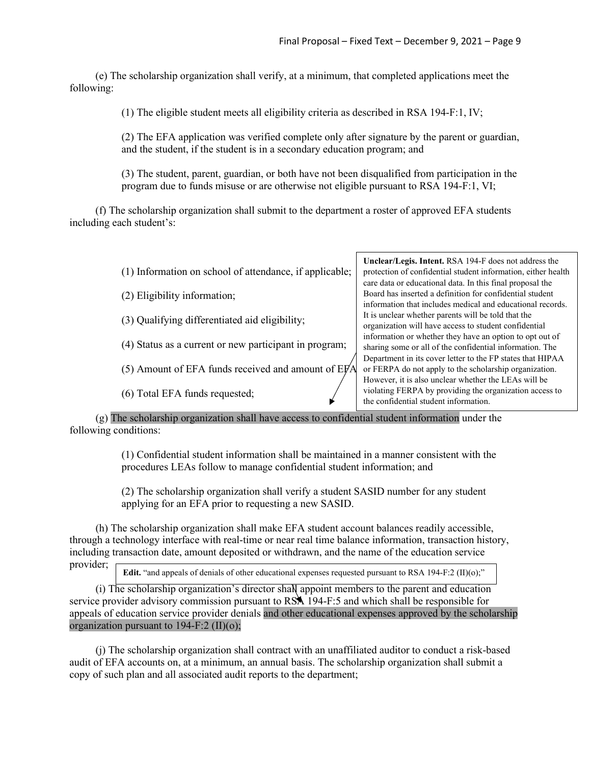(e) The scholarship organization shall verify, at a minimum, that completed applications meet the following:

(1) The eligible student meets all eligibility criteria as described in RSA 194-F:1, IV;

(2) The EFA application was verified complete only after signature by the parent or guardian, and the student, if the student is in a secondary education program; and

(3) The student, parent, guardian, or both have not been disqualified from participation in the program due to funds misuse or are otherwise not eligible pursuant to RSA 194-F:1, VI;

(f) The scholarship organization shall submit to the department a roster of approved EFA students including each student's:

(1) Information on school of attendance, if applicable;

(2) Eligibility information;

(3) Qualifying differentiated aid eligibility;

(4) Status as a current or new participant in program;

(5) Amount of EFA funds received and amount of EFA

(6) Total EFA funds requested;

> **Unclear/Legis. Intent.** RSA 194-F does not address the protection of confidential student information, either health care data or educational data. In this final proposal the Board has inserted a definition for confidential student information that includes medical and educational records. It is unclear whether parents will be told that the organization will have access to student confidential information or whether they have an option to opt out of sharing some or all of the confidential information. The Department in its cover letter to the FP states that HIPAA or FERPA do not apply to the scholarship organization. However, it is also unclear whether the LEAs will be violating FERPA by providing the organization access to the confidential student information.

(g) The scholarship organization shall have access to confidential student information under the following conditions:

(1) Confidential student information shall be maintained in a manner consistent with the procedures LEAs follow to manage confidential student information; and

(2) The scholarship organization shall verify a student SASID number for any student applying for an EFA prior to requesting a new SASID.

(h) The scholarship organization shall make EFA student account balances readily accessible, through a technology interface with real-time or near real time balance information, transaction history, including transaction date, amount deposited or withdrawn, and the name of the education service provider;

> **Edit.** "and appeals of denials of other educational expenses requested pursuant to RSA 194-F:2 (II)(o);"

(i) The scholarship organization's director shall appoint members to the parent and education service provider advisory commission pursuant to RSA 194-F:5 and which shall be responsible for appeals of education service provider denials and other educational expenses approved by the scholarship organization pursuant to 194-F:2 (II)(o);

(j) The scholarship organization shall contract with an unaffiliated auditor to conduct a risk-based audit of EFA accounts on, at a minimum, an annual basis. The scholarship organization shall submit a copy of such plan and all associated audit reports to the department;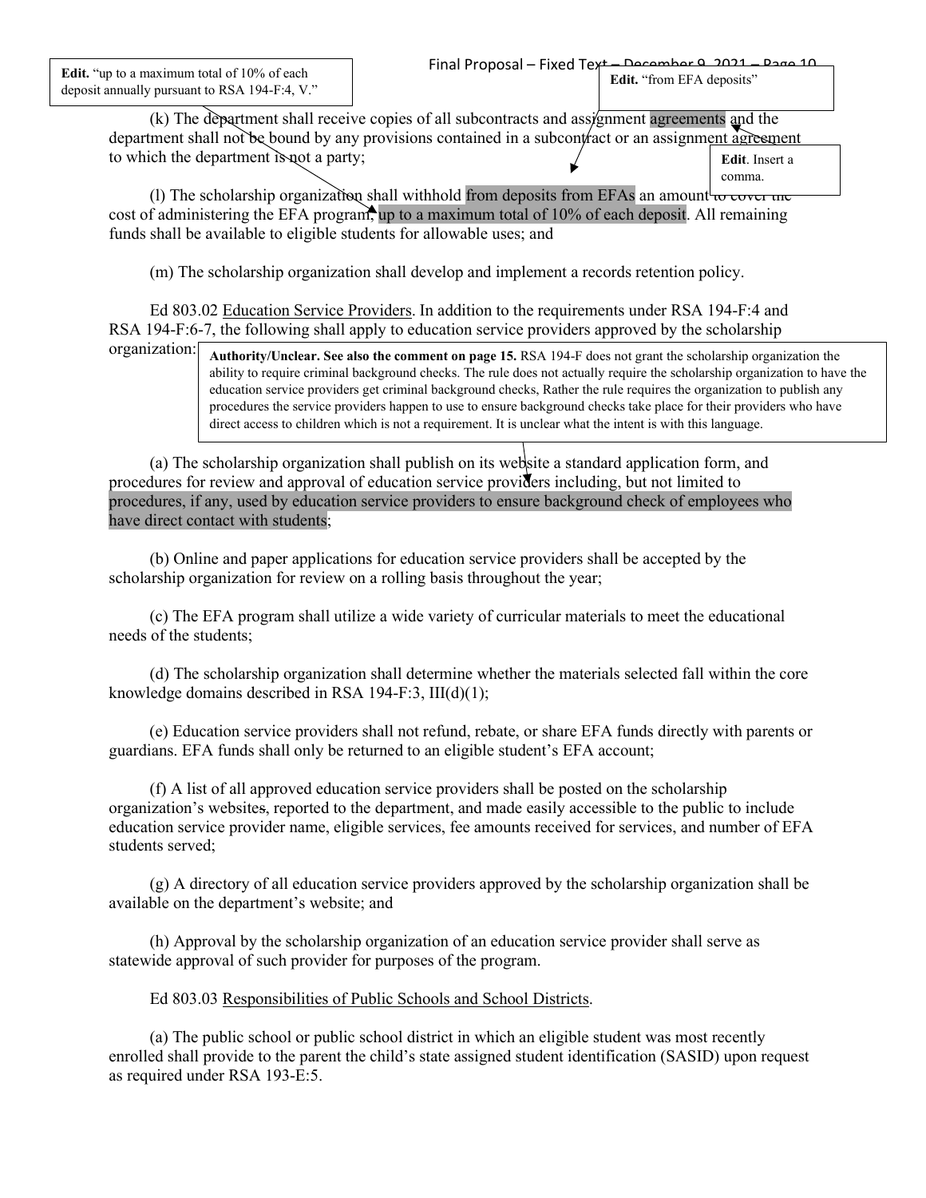**Edit.** "up to a maximum total of 10% of each deposit annually pursuant to RSA 194-F:4, V."

**Edit.** "from EFA deposits"

(k) The department shall receive copies of all subcontracts and assignment agreements and the department shall not be bound by any provisions contained in a subcontract or an assignment agreement to which the department is not a party;

**Edit**. Insert a comma.

(l) The scholarship organization shall withhold from deposits from EFAs an amount to cover the cost of administering the EFA program, up to a maximum total of 10% of each deposit. All remaining funds shall be available to eligible students for allowable uses; and

(m) The scholarship organization shall develop and implement a records retention policy.

Ed 803.02 Education Service Providers. In addition to the requirements under RSA 194-F:4 and RSA 194-F:6-7, the following shall apply to education service providers approved by the scholarship organization:

**Authority/Unclear. See also the comment on page 15.** RSA 194-F does not grant the scholarship organization the ability to require criminal background checks. The rule does not actually require the scholarship organization to have the education service providers get criminal background checks, Rather the rule requires the organization to publish any procedures the service providers happen to use to ensure background checks take place for their providers who have direct access to children which is not a requirement. It is unclear what the intent is with this language.

(a) The scholarship organization shall publish on its website a standard application form, and procedures for review and approval of education service providers including, but not limited to procedures, if any, used by education service providers to ensure background check of employees who have direct contact with students;

(b) Online and paper applications for education service providers shall be accepted by the scholarship organization for review on a rolling basis throughout the year;

(c) The EFA program shall utilize a wide variety of curricular materials to meet the educational needs of the students;

(d) The scholarship organization shall determine whether the materials selected fall within the core knowledge domains described in RSA 194-F:3, III(d)(1);

(e) Education service providers shall not refund, rebate, or share EFA funds directly with parents or guardians. EFA funds shall only be returned to an eligible student's EFA account;

(f) A list of all approved education service providers shall be posted on the scholarship organization's websites, reported to the department, and made easily accessible to the public to include education service provider name, eligible services, fee amounts received for services, and number of EFA students served;

(g) A directory of all education service providers approved by the scholarship organization shall be available on the department's website; and

(h) Approval by the scholarship organization of an education service provider shall serve as statewide approval of such provider for purposes of the program.

Ed 803.03 Responsibilities of Public Schools and School Districts.

(a) The public school or public school district in which an eligible student was most recently enrolled shall provide to the parent the child's state assigned student identification (SASID) upon request as required under RSA 193-E:5.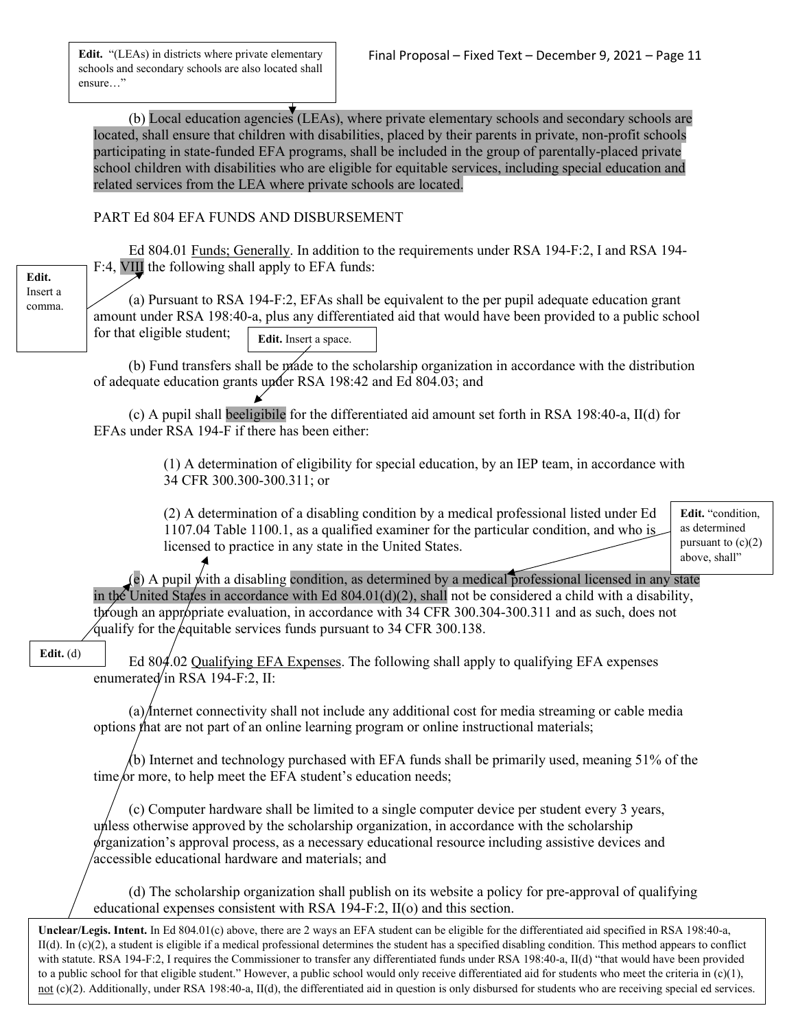**Edit.** "(LEAs) in districts where private elementary schools and secondary schools are also located shall ensure…"

(b) Local education agencies (LEAs), where private elementary schools and secondary schools are located, shall ensure that children with disabilities, placed by their parents in private, non-profit schools participating in state-funded EFA programs, shall be included in the group of parentally-placed private school children with disabilities who are eligible for equitable services, including special education and related services from the LEA where private schools are located.

PART Ed 804 EFA FUNDS AND DISBURSEMENT

Ed 804.01 Funds; Generally. In addition to the requirements under RSA 194-F:2, I and RSA 194-F:4, VIII the following shall apply to EFA funds:

**Edit.** Insert a comma.

(a) Pursuant to RSA 194-F:2, EFAs shall be equivalent to the per pupil adequate education grant amount under RSA 198:40-a, plus any differentiated aid that would have been provided to a public school for that eligible student;

**Edit.** Insert a space.

(b) Fund transfers shall be made to the scholarship organization in accordance with the distribution of adequate education grants under RSA 198:42 and Ed 804.03; and

(c) A pupil shall beeligibile for the differentiated aid amount set forth in RSA 198:40-a, II(d) for EFAs under RSA 194-F if there has been either:

(1) A determination of eligibility for special education, by an IEP team, in accordance with 34 CFR 300.300-300.311; or

(2) A determination of a disabling condition by a medical professional listed under Ed 1107.04 Table 1100.1, as a qualified examiner for the particular condition, and who is licensed to practice in any state in the United States.

**Edit.** "condition, as determined pursuant to (c)(2) above, shall"

(e) A pupil with a disabling condition, as determined by a medical professional licensed in any state in the United States in accordance with Ed 804.01(d)(2), shall not be considered a child with a disability, through an appropriate evaluation, in accordance with 34 CFR 300.304-300.311 and as such, does not qualify for the equitable services funds pursuant to 34 CFR 300.138.

**Edit.** (d)

Ed 804.02 Qualifying EFA Expenses. The following shall apply to qualifying EFA expenses enumerated in RSA 194-F:2, II:

(a) Internet connectivity shall not include any additional cost for media streaming or cable media options that are not part of an online learning program or online instructional materials;

(b) Internet and technology purchased with EFA funds shall be primarily used, meaning 51% of the time or more, to help meet the EFA student's education needs;

(c) Computer hardware shall be limited to a single computer device per student every 3 years, unless otherwise approved by the scholarship organization, in accordance with the scholarship organization's approval process, as a necessary educational resource including assistive devices and accessible educational hardware and materials; and

(d) The scholarship organization shall publish on its website a policy for pre-approval of qualifying educational expenses consistent with RSA 194-F:2, II(o) and this section.

**Unclear/Legis. Intent.** In Ed 804.01(c) above, there are 2 ways an EFA student can be eligible for the differentiated aid specified in RSA 198:40-a, II(d). In (c)(2), a student is eligible if a medical professional determines the student has a specified disabling condition. This method appears to conflict with statute. RSA 194-F:2, I requires the Commissioner to transfer any differentiated funds under RSA 198:40-a, II(d) "that would have been provided to a public school for that eligible student." However, a public school would only receive differentiated aid for students who meet the criteria in (c)(1), not (c)(2). Additionally, under RSA 198:40-a, II(d), the differentiated aid in question is only disbursed for students who are receiving special ed services.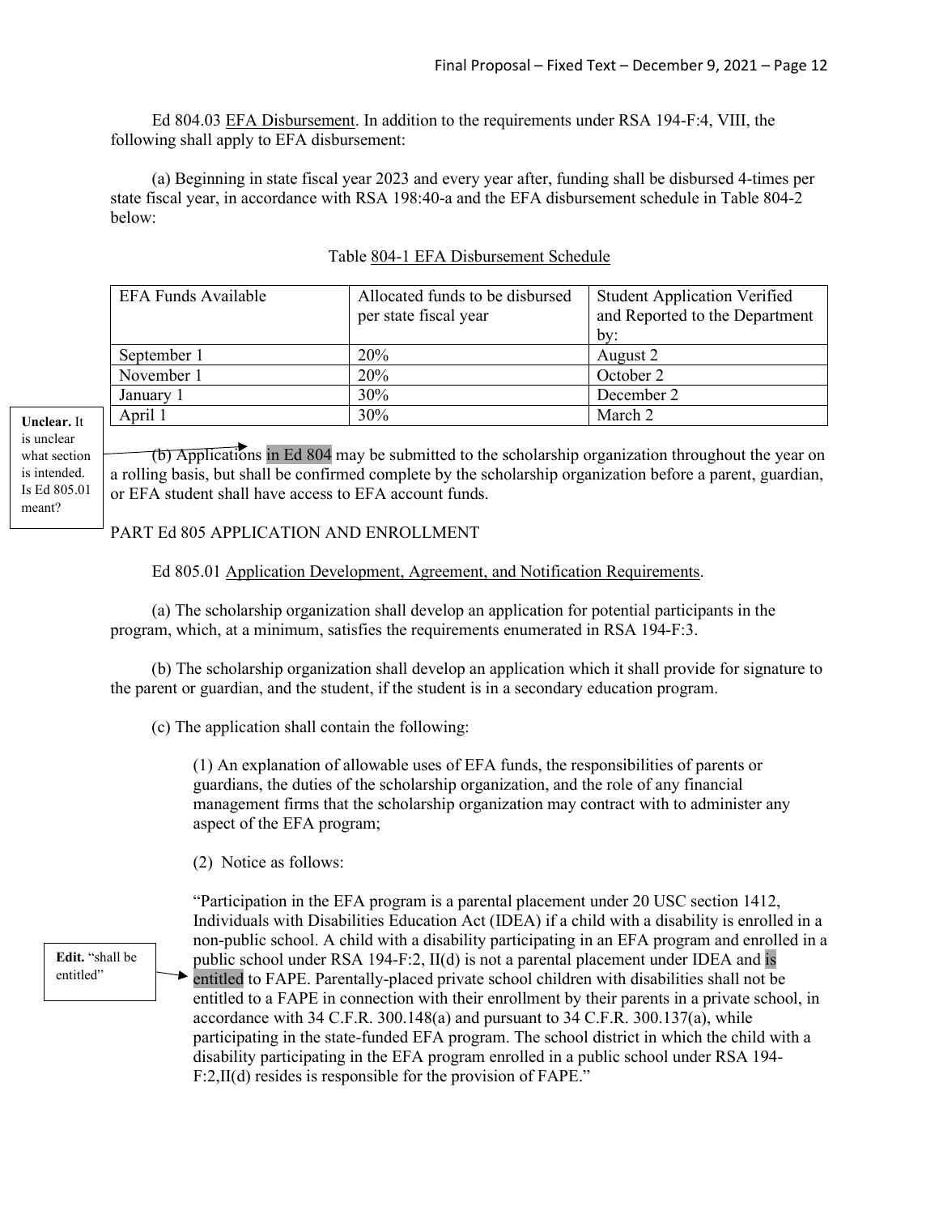Ed 804.03 EFA Disbursement. In addition to the requirements under RSA 194-F:4, VIII, the following shall apply to EFA disbursement:

(a) Beginning in state fiscal year 2023 and every year after, funding shall be disbursed 4-times per state fiscal year, in accordance with RSA 198:40-a and the EFA disbursement schedule in Table 804-2 below:

Table 804-1 EFA Disbursement Schedule

| EFA Funds Available | Allocated funds to be disbursed per state fiscal year | Student Application Verified and Reported to the Department by: |
|---|---|---|
| September 1 | 20% | August 2 |
| November 1 | 20% | October 2 |
| January 1 | 30% | December 2 |
| April 1 | 30% | March 2 |

**Unclear.** It is unclear what section is intended. Is Ed 805.01 meant?

(b) Applications in Ed 804 may be submitted to the scholarship organization throughout the year on a rolling basis, but shall be confirmed complete by the scholarship organization before a parent, guardian, or EFA student shall have access to EFA account funds.

PART Ed 805 APPLICATION AND ENROLLMENT

Ed 805.01 Application Development, Agreement, and Notification Requirements.

(a) The scholarship organization shall develop an application for potential participants in the program, which, at a minimum, satisfies the requirements enumerated in RSA 194-F:3.

(b) The scholarship organization shall develop an application which it shall provide for signature to the parent or guardian, and the student, if the student is in a secondary education program.

(c) The application shall contain the following:

(1) An explanation of allowable uses of EFA funds, the responsibilities of parents or guardians, the duties of the scholarship organization, and the role of any financial management firms that the scholarship organization may contract with to administer any aspect of the EFA program;

(2) Notice as follows:

**Edit.** "shall be entitled"

"Participation in the EFA program is a parental placement under 20 USC section 1412, Individuals with Disabilities Education Act (IDEA) if a child with a disability is enrolled in a non-public school. A child with a disability participating in an EFA program and enrolled in a public school under RSA 194-F:2, II(d) is not a parental placement under IDEA and is entitled to FAPE. Parentally-placed private school children with disabilities shall not be entitled to a FAPE in connection with their enrollment by their parents in a private school, in accordance with 34 C.F.R. 300.148(a) and pursuant to 34 C.F.R. 300.137(a), while participating in the state-funded EFA program. The school district in which the child with a disability participating in the EFA program enrolled in a public school under RSA 194-F:2,II(d) resides is responsible for the provision of FAPE."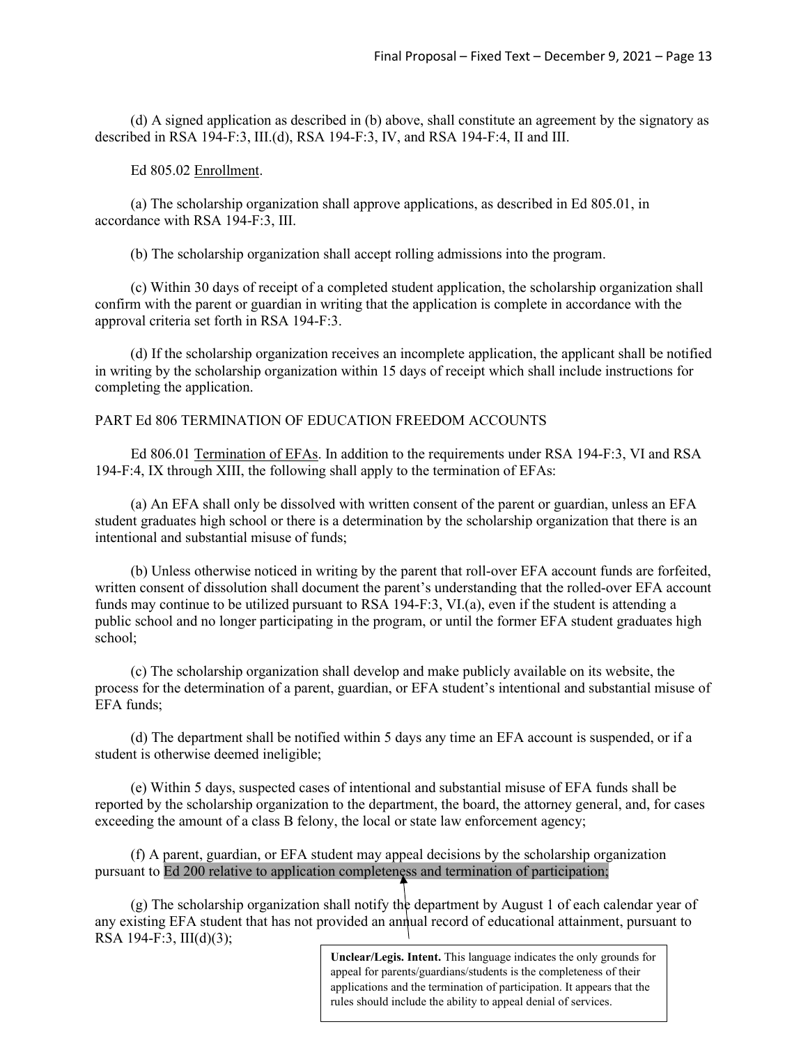(d) A signed application as described in (b) above, shall constitute an agreement by the signatory as described in RSA 194-F:3, III.(d), RSA 194-F:3, IV, and RSA 194-F:4, II and III.

Ed 805.02 Enrollment.

(a) The scholarship organization shall approve applications, as described in Ed 805.01, in accordance with RSA 194-F:3, III.

(b) The scholarship organization shall accept rolling admissions into the program.

(c) Within 30 days of receipt of a completed student application, the scholarship organization shall confirm with the parent or guardian in writing that the application is complete in accordance with the approval criteria set forth in RSA 194-F:3.

(d) If the scholarship organization receives an incomplete application, the applicant shall be notified in writing by the scholarship organization within 15 days of receipt which shall include instructions for completing the application.

PART Ed 806 TERMINATION OF EDUCATION FREEDOM ACCOUNTS

Ed 806.01 Termination of EFAs. In addition to the requirements under RSA 194-F:3, VI and RSA 194-F:4, IX through XIII, the following shall apply to the termination of EFAs:

(a) An EFA shall only be dissolved with written consent of the parent or guardian, unless an EFA student graduates high school or there is a determination by the scholarship organization that there is an intentional and substantial misuse of funds;

(b) Unless otherwise noticed in writing by the parent that roll-over EFA account funds are forfeited, written consent of dissolution shall document the parent's understanding that the rolled-over EFA account funds may continue to be utilized pursuant to RSA 194-F:3, VI.(a), even if the student is attending a public school and no longer participating in the program, or until the former EFA student graduates high school;

(c) The scholarship organization shall develop and make publicly available on its website, the process for the determination of a parent, guardian, or EFA student's intentional and substantial misuse of EFA funds;

(d) The department shall be notified within 5 days any time an EFA account is suspended, or if a student is otherwise deemed ineligible;

(e) Within 5 days, suspected cases of intentional and substantial misuse of EFA funds shall be reported by the scholarship organization to the department, the board, the attorney general, and, for cases exceeding the amount of a class B felony, the local or state law enforcement agency;

(f) A parent, guardian, or EFA student may appeal decisions by the scholarship organization pursuant to Ed 200 relative to application completeness and termination of participation;

(g) The scholarship organization shall notify the department by August 1 of each calendar year of any existing EFA student that has not provided an annual record of educational attainment, pursuant to RSA 194-F:3, III(d)(3);

**Unclear/Legis. Intent.** This language indicates the only grounds for appeal for parents/guardians/students is the completeness of their applications and the termination of participation. It appears that the rules should include the ability to appeal denial of services.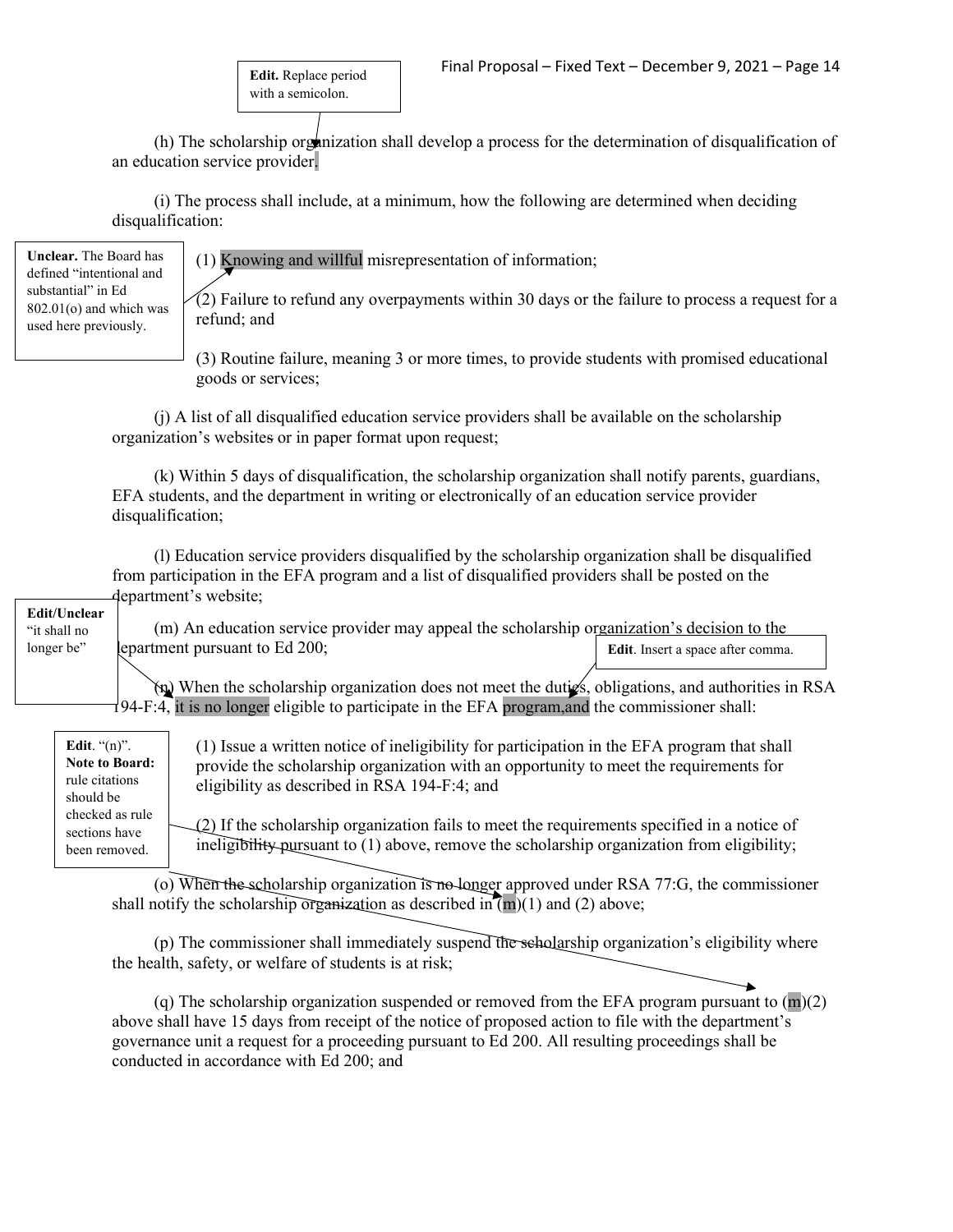**Edit.** Replace period with a semicolon.

(h) The scholarship organization shall develop a process for the determination of disqualification of an education service provider.

(i) The process shall include, at a minimum, how the following are determined when deciding disqualification:

**Unclear.** The Board has defined "intentional and substantial" in Ed 802.01(o) and which was used here previously.

(1) Knowing and willful misrepresentation of information;

(2) Failure to refund any overpayments within 30 days or the failure to process a request for a refund; and

(3) Routine failure, meaning 3 or more times, to provide students with promised educational goods or services;

(j) A list of all disqualified education service providers shall be available on the scholarship organization's websites or in paper format upon request;

(k) Within 5 days of disqualification, the scholarship organization shall notify parents, guardians, EFA students, and the department in writing or electronically of an education service provider disqualification;

(l) Education service providers disqualified by the scholarship organization shall be disqualified from participation in the EFA program and a list of disqualified providers shall be posted on the department's website;

**Edit/Unclear** "it shall no longer be"

(m) An education service provider may appeal the scholarship organization's decision to the department pursuant to Ed 200;

**Edit**. Insert a space after comma.

(n) When the scholarship organization does not meet the duties, obligations, and authorities in RSA 194-F:4, it is no longer eligible to participate in the EFA program,and the commissioner shall:

**Edit**. "(n)". **Note to Board:** rule citations should be checked as rule sections have been removed.

(1) Issue a written notice of ineligibility for participation in the EFA program that shall provide the scholarship organization with an opportunity to meet the requirements for eligibility as described in RSA 194-F:4; and

(2) If the scholarship organization fails to meet the requirements specified in a notice of ineligibility pursuant to (1) above, remove the scholarship organization from eligibility;

(o) When the scholarship organization is no longer approved under RSA 77:G, the commissioner shall notify the scholarship organization as described in (m)(1) and (2) above;

(p) The commissioner shall immediately suspend the scholarship organization's eligibility where the health, safety, or welfare of students is at risk;

(q) The scholarship organization suspended or removed from the EFA program pursuant to (m)(2) above shall have 15 days from receipt of the notice of proposed action to file with the department's governance unit a request for a proceeding pursuant to Ed 200. All resulting proceedings shall be conducted in accordance with Ed 200; and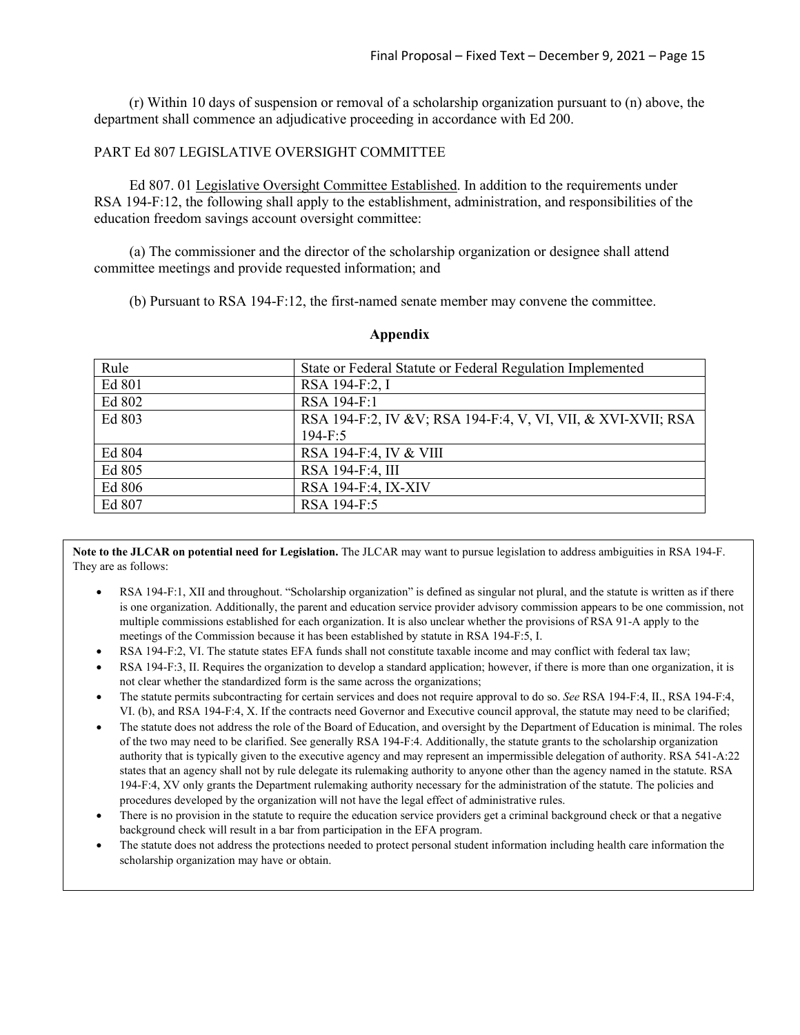(r) Within 10 days of suspension or removal of a scholarship organization pursuant to (n) above, the department shall commence an adjudicative proceeding in accordance with Ed 200.

PART Ed 807 LEGISLATIVE OVERSIGHT COMMITTEE

Ed 807. 01 Legislative Oversight Committee Established. In addition to the requirements under RSA 194-F:12, the following shall apply to the establishment, administration, and responsibilities of the education freedom savings account oversight committee:

(a) The commissioner and the director of the scholarship organization or designee shall attend committee meetings and provide requested information; and

(b) Pursuant to RSA 194-F:12, the first-named senate member may convene the committee.

## Appendix

| Rule | State or Federal Statute or Federal Regulation Implemented |
|---|---|
| Ed 801 | RSA 194-F:2, I |
| Ed 802 | RSA 194-F:1 |
| Ed 803 | RSA 194-F:2, IV &V; RSA 194-F:4, V, VI, VII, & XVI-XVII; RSA 194-F:5 |
| Ed 804 | RSA 194-F:4, IV & VIII |
| Ed 805 | RSA 194-F:4, III |
| Ed 806 | RSA 194-F:4, IX-XIV |
| Ed 807 | RSA 194-F:5 |

**Note to the JLCAR on potential need for Legislation.** The JLCAR may want to pursue legislation to address ambiguities in RSA 194-F. They are as follows:

- RSA 194-F:1, XII and throughout. "Scholarship organization" is defined as singular not plural, and the statute is written as if there is one organization. Additionally, the parent and education service provider advisory commission appears to be one commission, not multiple commissions established for each organization. It is also unclear whether the provisions of RSA 91-A apply to the meetings of the Commission because it has been established by statute in RSA 194-F:5, I.
- RSA 194-F:2, VI. The statute states EFA funds shall not constitute taxable income and may conflict with federal tax law;
- RSA 194-F:3, II. Requires the organization to develop a standard application; however, if there is more than one organization, it is not clear whether the standardized form is the same across the organizations;
- The statute permits subcontracting for certain services and does not require approval to do so. *See* RSA 194-F:4, II., RSA 194-F:4, VI. (b), and RSA 194-F:4, X. If the contracts need Governor and Executive council approval, the statute may need to be clarified;
- The statute does not address the role of the Board of Education, and oversight by the Department of Education is minimal. The roles of the two may need to be clarified. See generally RSA 194-F:4. Additionally, the statute grants to the scholarship organization authority that is typically given to the executive agency and may represent an impermissible delegation of authority. RSA 541-A:22 states that an agency shall not by rule delegate its rulemaking authority to anyone other than the agency named in the statute. RSA 194-F:4, XV only grants the Department rulemaking authority necessary for the administration of the statute. The policies and procedures developed by the organization will not have the legal effect of administrative rules.
- There is no provision in the statute to require the education service providers get a criminal background check or that a negative background check will result in a bar from participation in the EFA program.
- The statute does not address the protections needed to protect personal student information including health care information the scholarship organization may have or obtain.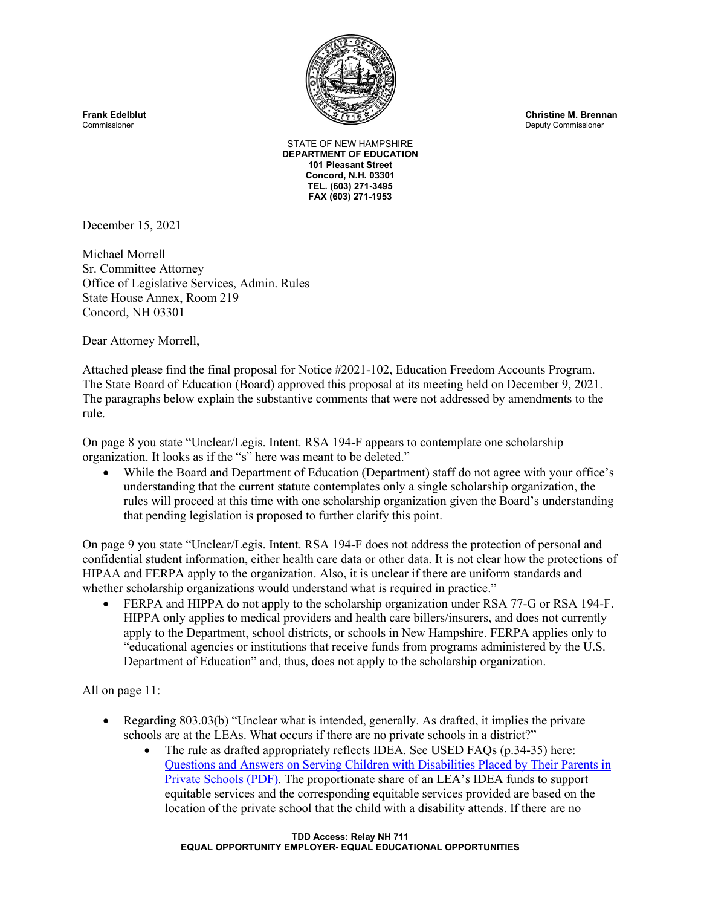**Frank Edelblut**
Commissioner

**Christine M. Brennan**
Deputy Commissioner

STATE OF NEW HAMPSHIRE
**DEPARTMENT OF EDUCATION**
**101 Pleasant Street**
**Concord, N.H. 03301**
**TEL. (603) 271-3495**
**FAX (603) 271-1953**

December 15, 2021

Michael Morrell
Sr. Committee Attorney
Office of Legislative Services, Admin. Rules
State House Annex, Room 219
Concord, NH 03301

Dear Attorney Morrell,

Attached please find the final proposal for Notice #2021-102, Education Freedom Accounts Program. The State Board of Education (Board) approved this proposal at its meeting held on December 9, 2021. The paragraphs below explain the substantive comments that were not addressed by amendments to the rule.

On page 8 you state "Unclear/Legis. Intent. RSA 194-F appears to contemplate one scholarship organization. It looks as if the "s" here was meant to be deleted."

- While the Board and Department of Education (Department) staff do not agree with your office's understanding that the current statute contemplates only a single scholarship organization, the rules will proceed at this time with one scholarship organization given the Board's understanding that pending legislation is proposed to further clarify this point.

On page 9 you state "Unclear/Legis. Intent. RSA 194-F does not address the protection of personal and confidential student information, either health care data or other data. It is not clear how the protections of HIPAA and FERPA apply to the organization. Also, it is unclear if there are uniform standards and whether scholarship organizations would understand what is required in practice."

- FERPA and HIPPA do not apply to the scholarship organization under RSA 77-G or RSA 194-F. HIPPA only applies to medical providers and health care billers/insurers, and does not currently apply to the Department, school districts, or schools in New Hampshire. FERPA applies only to "educational agencies or institutions that receive funds from programs administered by the U.S. Department of Education" and, thus, does not apply to the scholarship organization.

All on page 11:

- Regarding 803.03(b) "Unclear what is intended, generally. As drafted, it implies the private schools are at the LEAs. What occurs if there are no private schools in a district?"
  - The rule as drafted appropriately reflects IDEA. See USED FAQs (p.34-35) here: [Questions and Answers on Serving Children with Disabilities Placed by Their Parents in Private Schools (PDF)](). The proportionate share of an LEA's IDEA funds to support equitable services and the corresponding equitable services provided are based on the location of the private school that the child with a disability attends. If there are no

**TDD Access: Relay NH 711**
**EQUAL OPPORTUNITY EMPLOYER- EQUAL EDUCATIONAL OPPORTUNITIES**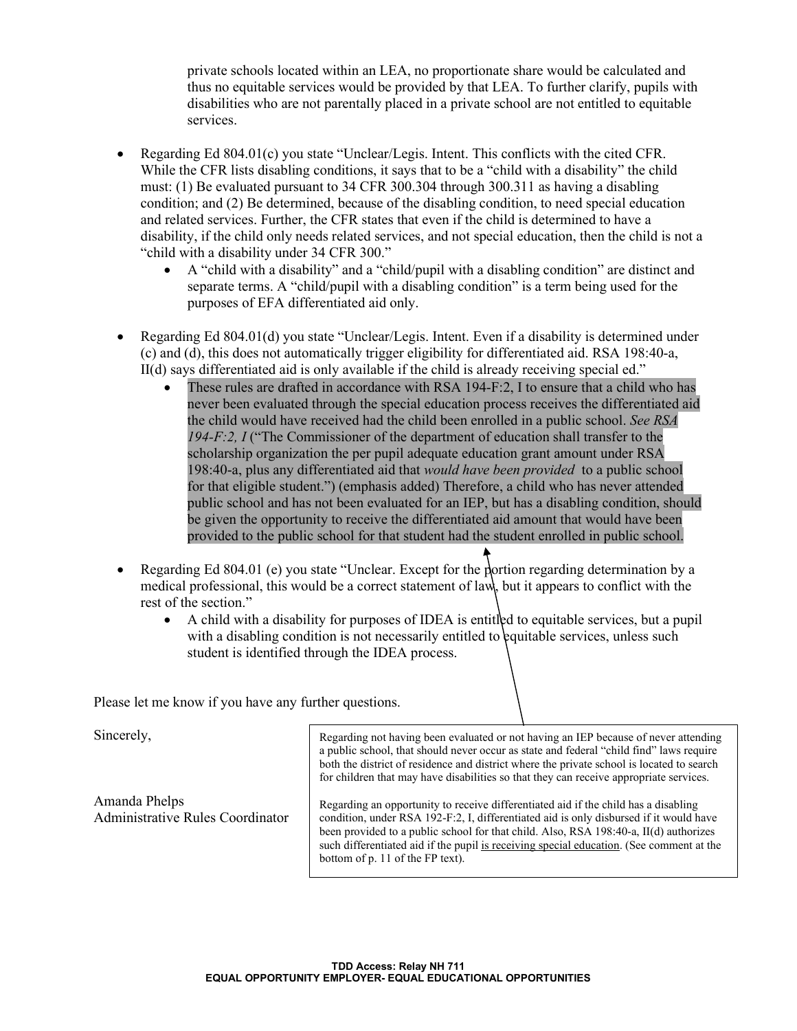private schools located within an LEA, no proportionate share would be calculated and thus no equitable services would be provided by that LEA. To further clarify, pupils with disabilities who are not parentally placed in a private school are not entitled to equitable services.

- Regarding Ed 804.01(c) you state "Unclear/Legis. Intent. This conflicts with the cited CFR. While the CFR lists disabling conditions, it says that to be a "child with a disability" the child must: (1) Be evaluated pursuant to 34 CFR 300.304 through 300.311 as having a disabling condition; and (2) Be determined, because of the disabling condition, to need special education and related services. Further, the CFR states that even if the child is determined to have a disability, if the child only needs related services, and not special education, then the child is not a "child with a disability under 34 CFR 300."
  - A "child with a disability" and a "child/pupil with a disabling condition" are distinct and separate terms. A "child/pupil with a disabling condition" is a term being used for the purposes of EFA differentiated aid only.

- Regarding Ed 804.01(d) you state "Unclear/Legis. Intent. Even if a disability is determined under (c) and (d), this does not automatically trigger eligibility for differentiated aid. RSA 198:40-a, II(d) says differentiated aid is only available if the child is already receiving special ed."
  - These rules are drafted in accordance with RSA 194-F:2, I to ensure that a child who has never been evaluated through the special education process receives the differentiated aid the child would have received had the child been enrolled in a public school. *See RSA 194-F:2, I* ("The Commissioner of the department of education shall transfer to the scholarship organization the per pupil adequate education grant amount under RSA 198:40-a, plus any differentiated aid that *would have been provided* to a public school for that eligible student.") (emphasis added) Therefore, a child who has never attended public school and has not been evaluated for an IEP, but has a disabling condition, should be given the opportunity to receive the differentiated aid amount that would have been provided to the public school for that student had the student enrolled in public school.

- Regarding Ed 804.01 (e) you state "Unclear. Except for the portion regarding determination by a medical professional, this would be a correct statement of law, but it appears to conflict with the rest of the section."
  - A child with a disability for purposes of IDEA is entitled to equitable services, but a pupil with a disabling condition is not necessarily entitled to equitable services, unless such student is identified through the IDEA process.

Please let me know if you have any further questions.

Sincerely,

Amanda Phelps
Administrative Rules Coordinator

> Regarding not having been evaluated or not having an IEP because of never attending a public school, that should never occur as state and federal "child find" laws require both the district of residence and district where the private school is located to search for children that may have disabilities so that they can receive appropriate services.
>
> Regarding an opportunity to receive differentiated aid if the child has a disabling condition, under RSA 192-F:2, I, differentiated aid is only disbursed if it would have been provided to a public school for that child. Also, RSA 198:40-a, II(d) authorizes such differentiated aid if the pupil <u>is receiving special education</u>. (See comment at the bottom of p. 11 of the FP text).